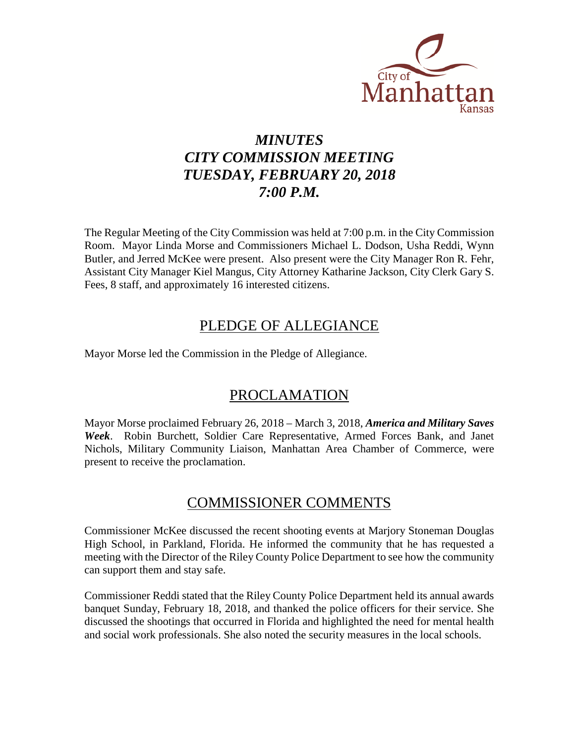City of Manhattan Kansas

# *MINUTES*
# *CITY COMMISSION MEETING*
# *TUESDAY, FEBRUARY 20, 2018*
# *7:00 P.M.*

The Regular Meeting of the City Commission was held at 7:00 p.m. in the City Commission Room. Mayor Linda Morse and Commissioners Michael L. Dodson, Usha Reddi, Wynn Butler, and Jerred McKee were present. Also present were the City Manager Ron R. Fehr, Assistant City Manager Kiel Mangus, City Attorney Katharine Jackson, City Clerk Gary S. Fees, 8 staff, and approximately 16 interested citizens.

## PLEDGE OF ALLEGIANCE

Mayor Morse led the Commission in the Pledge of Allegiance.

## PROCLAMATION

Mayor Morse proclaimed February 26, 2018 – March 3, 2018, ***America and Military Saves Week***. Robin Burchett, Soldier Care Representative, Armed Forces Bank, and Janet Nichols, Military Community Liaison, Manhattan Area Chamber of Commerce, were present to receive the proclamation.

## COMMISSIONER COMMENTS

Commissioner McKee discussed the recent shooting events at Marjory Stoneman Douglas High School, in Parkland, Florida. He informed the community that he has requested a meeting with the Director of the Riley County Police Department to see how the community can support them and stay safe.

Commissioner Reddi stated that the Riley County Police Department held its annual awards banquet Sunday, February 18, 2018, and thanked the police officers for their service. She discussed the shootings that occurred in Florida and highlighted the need for mental health and social work professionals. She also noted the security measures in the local schools.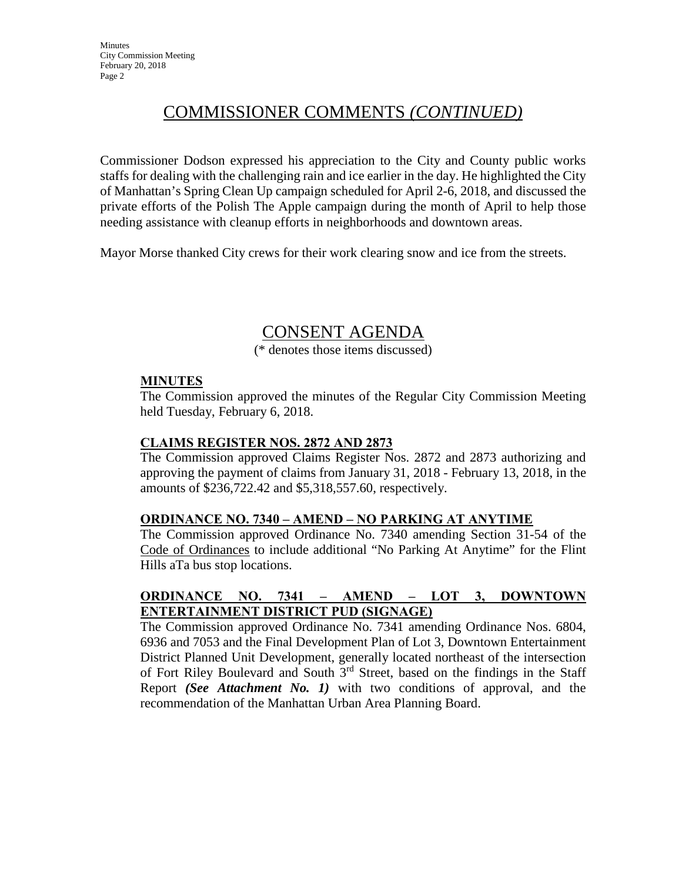## COMMISSIONER COMMENTS *(CONTINUED)*

Commissioner Dodson expressed his appreciation to the City and County public works staffs for dealing with the challenging rain and ice earlier in the day. He highlighted the City of Manhattan's Spring Clean Up campaign scheduled for April 2-6, 2018, and discussed the private efforts of the Polish The Apple campaign during the month of April to help those needing assistance with cleanup efforts in neighborhoods and downtown areas.

Mayor Morse thanked City crews for their work clearing snow and ice from the streets.

## CONSENT AGENDA

(* denotes those items discussed)

**MINUTES**

The Commission approved the minutes of the Regular City Commission Meeting held Tuesday, February 6, 2018.

**CLAIMS REGISTER NOS. 2872 AND 2873**

The Commission approved Claims Register Nos. 2872 and 2873 authorizing and approving the payment of claims from January 31, 2018 - February 13, 2018, in the amounts of $236,722.42 and $5,318,557.60, respectively.

**ORDINANCE NO. 7340 – AMEND – NO PARKING AT ANYTIME**

The Commission approved Ordinance No. 7340 amending Section 31-54 of the Code of Ordinances to include additional "No Parking At Anytime" for the Flint Hills aTa bus stop locations.

**ORDINANCE NO. 7341 – AMEND – LOT 3, DOWNTOWN ENTERTAINMENT DISTRICT PUD (SIGNAGE)**

The Commission approved Ordinance No. 7341 amending Ordinance Nos. 6804, 6936 and 7053 and the Final Development Plan of Lot 3, Downtown Entertainment District Planned Unit Development, generally located northeast of the intersection of Fort Riley Boulevard and South 3rd Street, based on the findings in the Staff Report ***(See Attachment No. 1)*** with two conditions of approval, and the recommendation of the Manhattan Urban Area Planning Board.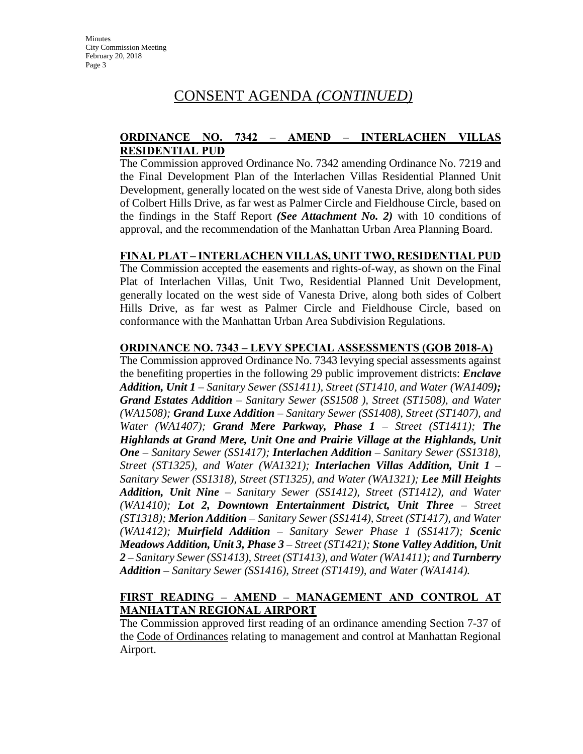# CONSENT AGENDA *(CONTINUED)*

**ORDINANCE NO. 7342 – AMEND – INTERLACHEN VILLAS RESIDENTIAL PUD**

The Commission approved Ordinance No. 7342 amending Ordinance No. 7219 and the Final Development Plan of the Interlachen Villas Residential Planned Unit Development, generally located on the west side of Vanesta Drive, along both sides of Colbert Hills Drive, as far west as Palmer Circle and Fieldhouse Circle, based on the findings in the Staff Report ***(See Attachment No. 2)*** with 10 conditions of approval, and the recommendation of the Manhattan Urban Area Planning Board.

**FINAL PLAT – INTERLACHEN VILLAS, UNIT TWO, RESIDENTIAL PUD**

The Commission accepted the easements and rights-of-way, as shown on the Final Plat of Interlachen Villas, Unit Two, Residential Planned Unit Development, generally located on the west side of Vanesta Drive, along both sides of Colbert Hills Drive, as far west as Palmer Circle and Fieldhouse Circle, based on conformance with the Manhattan Urban Area Subdivision Regulations.

**ORDINANCE NO. 7343 – LEVY SPECIAL ASSESSMENTS (GOB 2018-A)**

The Commission approved Ordinance No. 7343 levying special assessments against the benefiting properties in the following 29 public improvement districts: ***Enclave Addition, Unit 1*** *– Sanitary Sewer (SS1411), Street (ST1410, and Water (WA1409***);*** ***Grand Estates Addition*** *– Sanitary Sewer (SS1508 ), Street (ST1508), and Water (WA1508);* ***Grand Luxe Addition*** *– Sanitary Sewer (SS1408), Street (ST1407), and Water (WA1407);* ***Grand Mere Parkway, Phase 1*** *– Street (ST1411);* ***The Highlands at Grand Mere, Unit One and Prairie Village at the Highlands, Unit One*** *– Sanitary Sewer (SS1417);* ***Interlachen Addition*** *– Sanitary Sewer (SS1318), Street (ST1325), and Water (WA1321);* ***Interlachen Villas Addition, Unit 1*** *– Sanitary Sewer (SS1318), Street (ST1325), and Water (WA1321);* ***Lee Mill Heights Addition, Unit Nine*** *– Sanitary Sewer (SS1412), Street (ST1412), and Water (WA1410);* ***Lot 2, Downtown Entertainment District, Unit Three*** *– Street (ST1318);* ***Merion Addition*** *– Sanitary Sewer (SS1414), Street (ST1417), and Water (WA1412);* ***Muirfield Addition*** *– Sanitary Sewer Phase 1 (SS1417);* ***Scenic Meadows Addition, Unit 3, Phase 3*** *– Street (ST1421);* ***Stone Valley Addition, Unit 2*** *– Sanitary Sewer (SS1413), Street (ST1413), and Water (WA1411); and* ***Turnberry Addition*** *– Sanitary Sewer (SS1416), Street (ST1419), and Water (WA1414).*

**FIRST READING – AMEND – MANAGEMENT AND CONTROL AT MANHATTAN REGIONAL AIRPORT**

The Commission approved first reading of an ordinance amending Section 7-37 of the Code of Ordinances relating to management and control at Manhattan Regional Airport.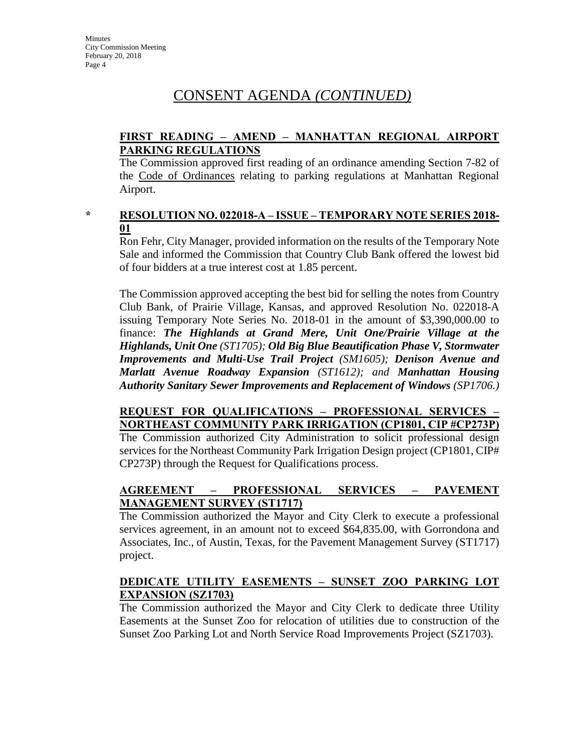# CONSENT AGENDA *(CONTINUED)*

**FIRST READING – AMEND – MANHATTAN REGIONAL AIRPORT PARKING REGULATIONS**

The Commission approved first reading of an ordinance amending Section 7-82 of the Code of Ordinances relating to parking regulations at Manhattan Regional Airport.

\* **RESOLUTION NO. 022018-A – ISSUE – TEMPORARY NOTE SERIES 2018-01**

Ron Fehr, City Manager, provided information on the results of the Temporary Note Sale and informed the Commission that Country Club Bank offered the lowest bid of four bidders at a true interest cost at 1.85 percent.

The Commission approved accepting the best bid for selling the notes from Country Club Bank, of Prairie Village, Kansas, and approved Resolution No. 022018-A issuing Temporary Note Series No. 2018-01 in the amount of $3,390,000.00 to finance: ***The Highlands at Grand Mere, Unit One/Prairie Village at the Highlands, Unit One*** *(ST1705)*; ***Old Big Blue Beautification Phase V, Stormwater Improvements and Multi-Use Trail Project*** *(SM1605)*; ***Denison Avenue and Marlatt Avenue Roadway Expansion*** *(ST1612); and* ***Manhattan Housing Authority Sanitary Sewer Improvements and Replacement of Windows*** *(SP1706.)*

**REQUEST FOR QUALIFICATIONS – PROFESSIONAL SERVICES – NORTHEAST COMMUNITY PARK IRRIGATION (CP1801, CIP #CP273P)**

The Commission authorized City Administration to solicit professional design services for the Northeast Community Park Irrigation Design project (CP1801, CIP# CP273P) through the Request for Qualifications process.

**AGREEMENT – PROFESSIONAL SERVICES – PAVEMENT MANAGEMENT SURVEY (ST1717)**

The Commission authorized the Mayor and City Clerk to execute a professional services agreement, in an amount not to exceed $64,835.00, with Gorrondona and Associates, Inc., of Austin, Texas, for the Pavement Management Survey (ST1717) project.

**DEDICATE UTILITY EASEMENTS – SUNSET ZOO PARKING LOT EXPANSION (SZ1703)**

The Commission authorized the Mayor and City Clerk to dedicate three Utility Easements at the Sunset Zoo for relocation of utilities due to construction of the Sunset Zoo Parking Lot and North Service Road Improvements Project (SZ1703).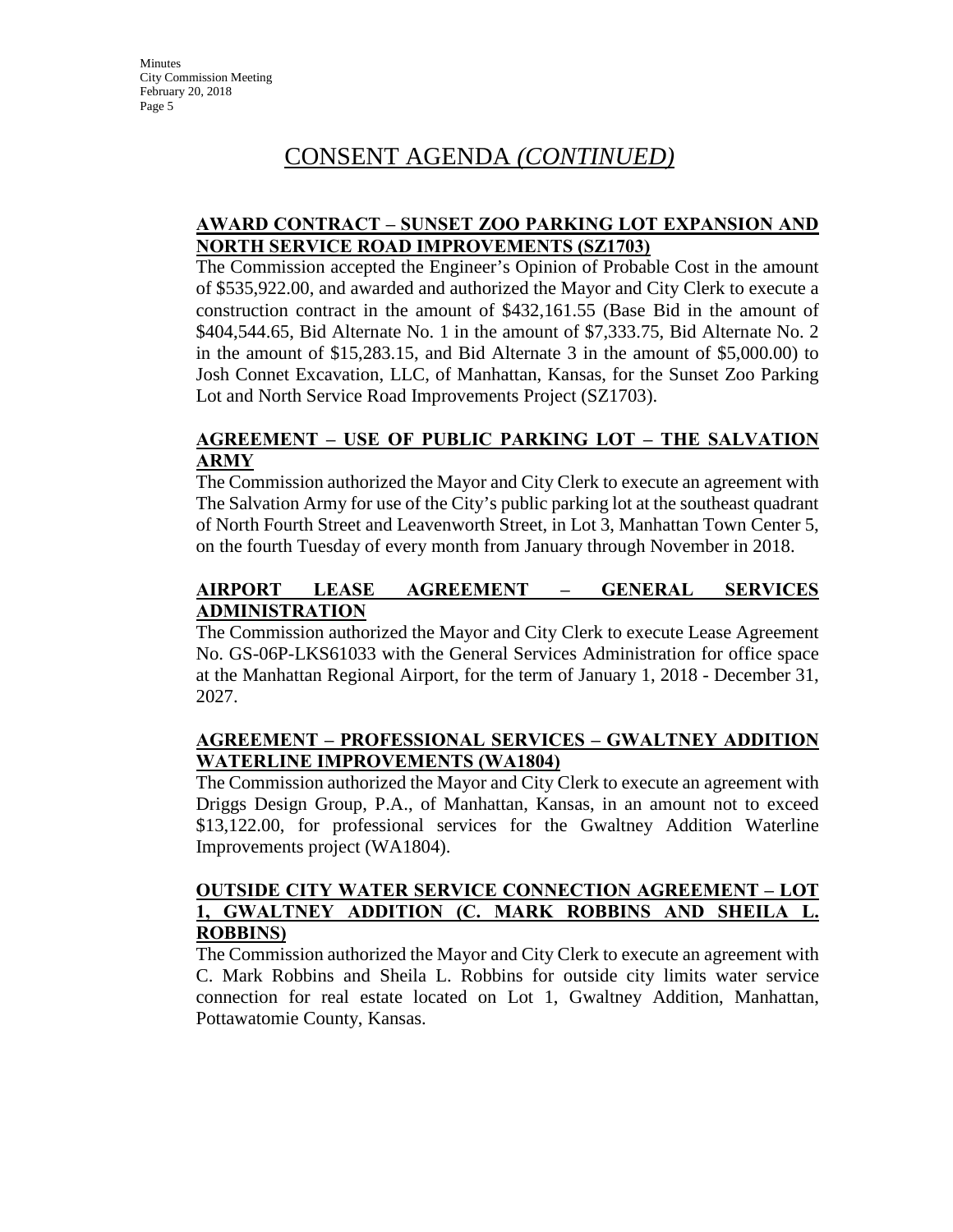# CONSENT AGENDA *(CONTINUED)*

**AWARD CONTRACT – SUNSET ZOO PARKING LOT EXPANSION AND NORTH SERVICE ROAD IMPROVEMENTS (SZ1703)**

The Commission accepted the Engineer's Opinion of Probable Cost in the amount of $535,922.00, and awarded and authorized the Mayor and City Clerk to execute a construction contract in the amount of $432,161.55 (Base Bid in the amount of $404,544.65, Bid Alternate No. 1 in the amount of $7,333.75, Bid Alternate No. 2 in the amount of $15,283.15, and Bid Alternate 3 in the amount of $5,000.00) to Josh Connet Excavation, LLC, of Manhattan, Kansas, for the Sunset Zoo Parking Lot and North Service Road Improvements Project (SZ1703).

**AGREEMENT – USE OF PUBLIC PARKING LOT – THE SALVATION ARMY**

The Commission authorized the Mayor and City Clerk to execute an agreement with The Salvation Army for use of the City's public parking lot at the southeast quadrant of North Fourth Street and Leavenworth Street, in Lot 3, Manhattan Town Center 5, on the fourth Tuesday of every month from January through November in 2018.

**AIRPORT LEASE AGREEMENT – GENERAL SERVICES ADMINISTRATION**

The Commission authorized the Mayor and City Clerk to execute Lease Agreement No. GS-06P-LKS61033 with the General Services Administration for office space at the Manhattan Regional Airport, for the term of January 1, 2018 - December 31, 2027.

**AGREEMENT – PROFESSIONAL SERVICES – GWALTNEY ADDITION WATERLINE IMPROVEMENTS (WA1804)**

The Commission authorized the Mayor and City Clerk to execute an agreement with Driggs Design Group, P.A., of Manhattan, Kansas, in an amount not to exceed $13,122.00, for professional services for the Gwaltney Addition Waterline Improvements project (WA1804).

**OUTSIDE CITY WATER SERVICE CONNECTION AGREEMENT – LOT 1, GWALTNEY ADDITION (C. MARK ROBBINS AND SHEILA L. ROBBINS)**

The Commission authorized the Mayor and City Clerk to execute an agreement with C. Mark Robbins and Sheila L. Robbins for outside city limits water service connection for real estate located on Lot 1, Gwaltney Addition, Manhattan, Pottawatomie County, Kansas.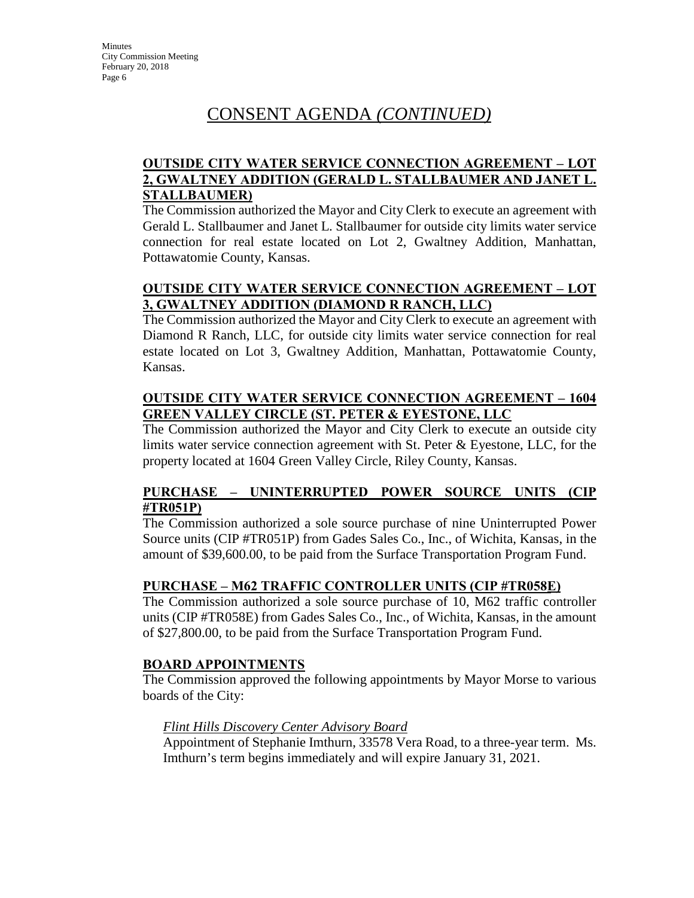# CONSENT AGENDA *(CONTINUED)*

**OUTSIDE CITY WATER SERVICE CONNECTION AGREEMENT – LOT 2, GWALTNEY ADDITION (GERALD L. STALLBAUMER AND JANET L. STALLBAUMER)**

The Commission authorized the Mayor and City Clerk to execute an agreement with Gerald L. Stallbaumer and Janet L. Stallbaumer for outside city limits water service connection for real estate located on Lot 2, Gwaltney Addition, Manhattan, Pottawatomie County, Kansas.

**OUTSIDE CITY WATER SERVICE CONNECTION AGREEMENT – LOT 3, GWALTNEY ADDITION (DIAMOND R RANCH, LLC)**

The Commission authorized the Mayor and City Clerk to execute an agreement with Diamond R Ranch, LLC, for outside city limits water service connection for real estate located on Lot 3, Gwaltney Addition, Manhattan, Pottawatomie County, Kansas.

**OUTSIDE CITY WATER SERVICE CONNECTION AGREEMENT – 1604 GREEN VALLEY CIRCLE (ST. PETER & EYESTONE, LLC**

The Commission authorized the Mayor and City Clerk to execute an outside city limits water service connection agreement with St. Peter & Eyestone, LLC, for the property located at 1604 Green Valley Circle, Riley County, Kansas.

**PURCHASE – UNINTERRUPTED POWER SOURCE UNITS (CIP #TR051P)**

The Commission authorized a sole source purchase of nine Uninterrupted Power Source units (CIP #TR051P) from Gades Sales Co., Inc., of Wichita, Kansas, in the amount of $39,600.00, to be paid from the Surface Transportation Program Fund.

**PURCHASE – M62 TRAFFIC CONTROLLER UNITS (CIP #TR058E)**

The Commission authorized a sole source purchase of 10, M62 traffic controller units (CIP #TR058E) from Gades Sales Co., Inc., of Wichita, Kansas, in the amount of $27,800.00, to be paid from the Surface Transportation Program Fund.

**BOARD APPOINTMENTS**

The Commission approved the following appointments by Mayor Morse to various boards of the City:

*Flint Hills Discovery Center Advisory Board*

Appointment of Stephanie Imthurn, 33578 Vera Road, to a three-year term. Ms. Imthurn's term begins immediately and will expire January 31, 2021.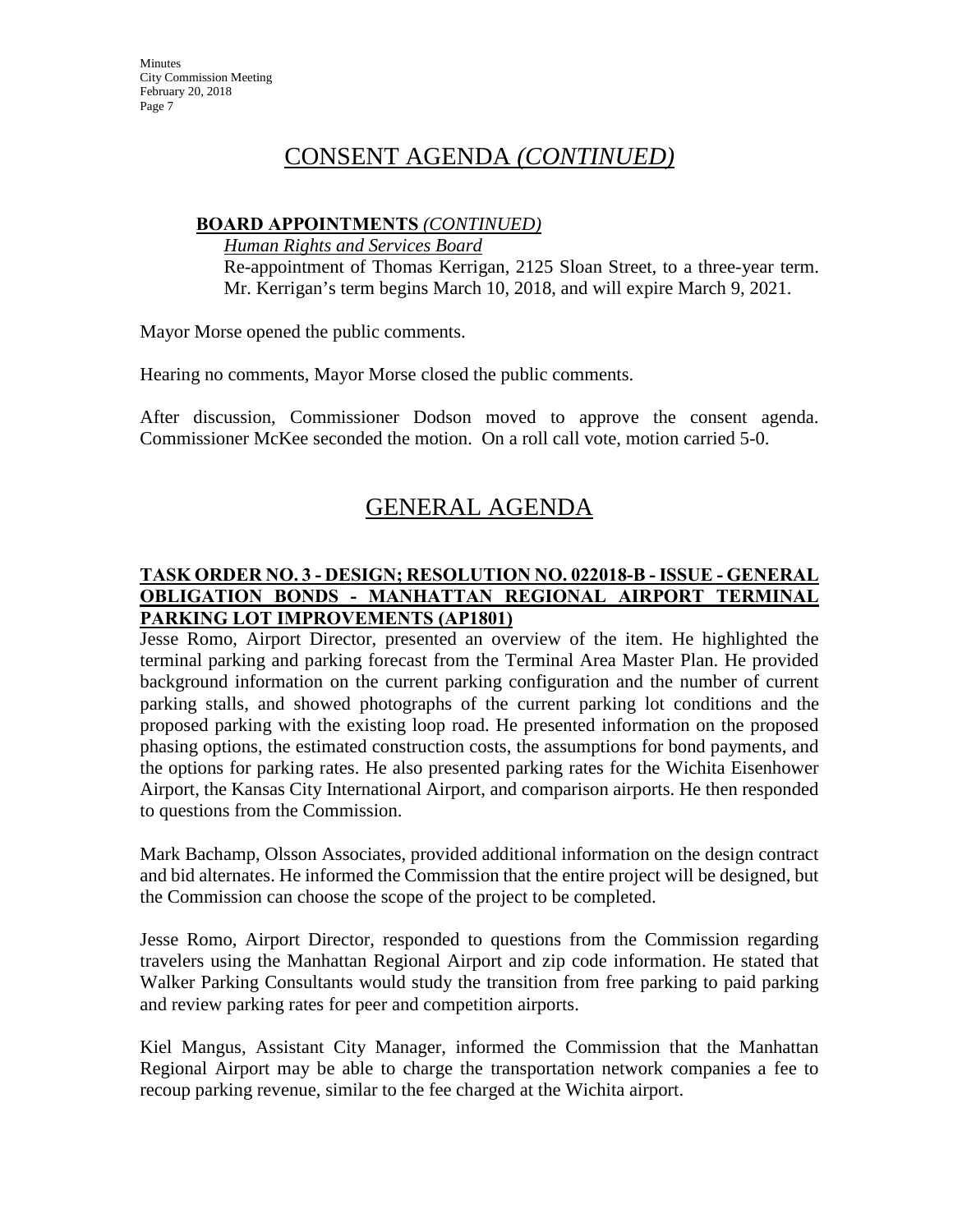## CONSENT AGENDA *(CONTINUED)*

**BOARD APPOINTMENTS** ***(CONTINUED)***

*Human Rights and Services Board*

Re-appointment of Thomas Kerrigan, 2125 Sloan Street, to a three-year term. Mr. Kerrigan's term begins March 10, 2018, and will expire March 9, 2021.

Mayor Morse opened the public comments.

Hearing no comments, Mayor Morse closed the public comments.

After discussion, Commissioner Dodson moved to approve the consent agenda. Commissioner McKee seconded the motion. On a roll call vote, motion carried 5-0.

## GENERAL AGENDA

**TASK ORDER NO. 3 - DESIGN; RESOLUTION NO. 022018-B - ISSUE - GENERAL OBLIGATION BONDS - MANHATTAN REGIONAL AIRPORT TERMINAL PARKING LOT IMPROVEMENTS (AP1801)**

Jesse Romo, Airport Director, presented an overview of the item. He highlighted the terminal parking and parking forecast from the Terminal Area Master Plan. He provided background information on the current parking configuration and the number of current parking stalls, and showed photographs of the current parking lot conditions and the proposed parking with the existing loop road. He presented information on the proposed phasing options, the estimated construction costs, the assumptions for bond payments, and the options for parking rates. He also presented parking rates for the Wichita Eisenhower Airport, the Kansas City International Airport, and comparison airports. He then responded to questions from the Commission.

Mark Bachamp, Olsson Associates, provided additional information on the design contract and bid alternates. He informed the Commission that the entire project will be designed, but the Commission can choose the scope of the project to be completed.

Jesse Romo, Airport Director, responded to questions from the Commission regarding travelers using the Manhattan Regional Airport and zip code information. He stated that Walker Parking Consultants would study the transition from free parking to paid parking and review parking rates for peer and competition airports.

Kiel Mangus, Assistant City Manager, informed the Commission that the Manhattan Regional Airport may be able to charge the transportation network companies a fee to recoup parking revenue, similar to the fee charged at the Wichita airport.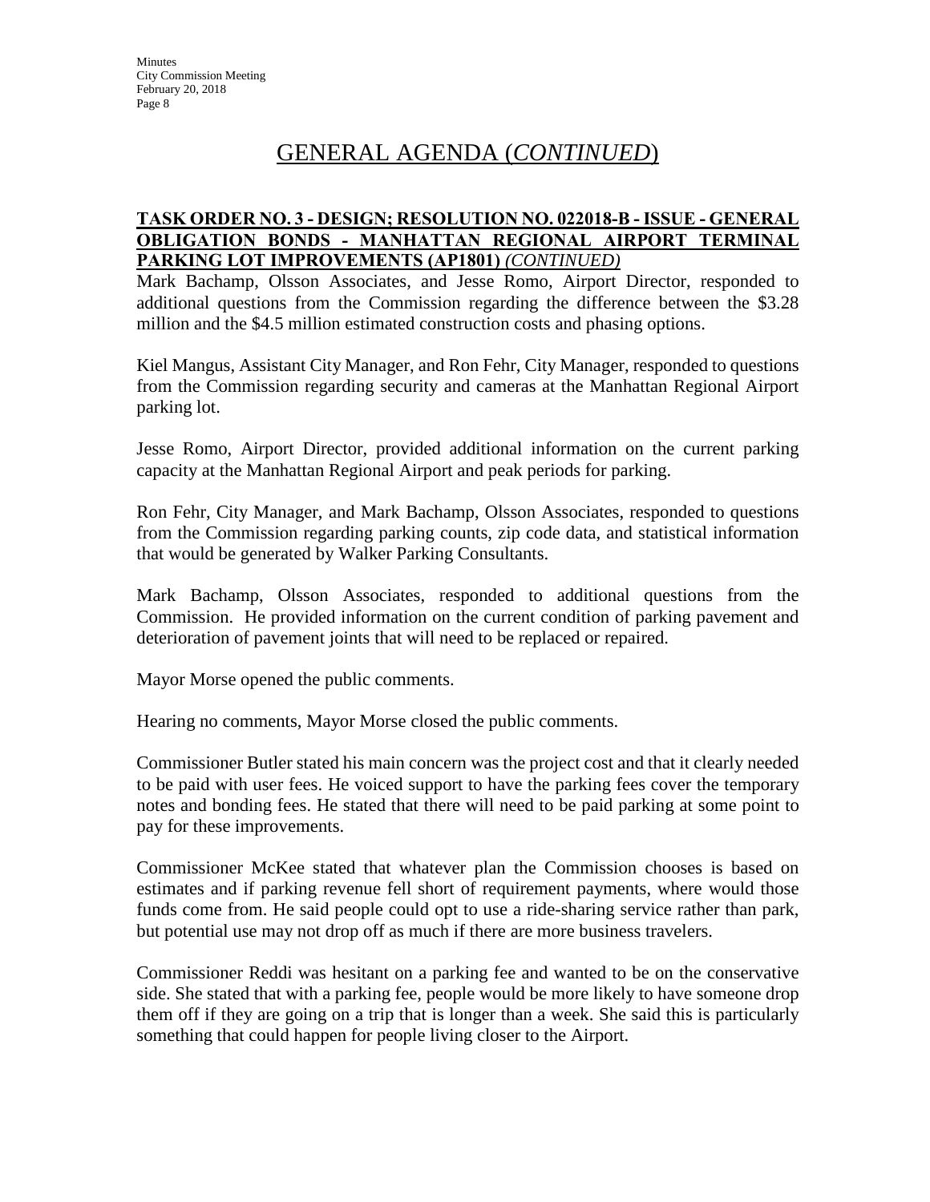# GENERAL AGENDA (*CONTINUED*)

**TASK ORDER NO. 3 - DESIGN; RESOLUTION NO. 022018-B - ISSUE - GENERAL OBLIGATION BONDS - MANHATTAN REGIONAL AIRPORT TERMINAL PARKING LOT IMPROVEMENTS (AP1801)** ***(CONTINUED)***

Mark Bachamp, Olsson Associates, and Jesse Romo, Airport Director, responded to additional questions from the Commission regarding the difference between the $3.28 million and the $4.5 million estimated construction costs and phasing options.

Kiel Mangus, Assistant City Manager, and Ron Fehr, City Manager, responded to questions from the Commission regarding security and cameras at the Manhattan Regional Airport parking lot.

Jesse Romo, Airport Director, provided additional information on the current parking capacity at the Manhattan Regional Airport and peak periods for parking.

Ron Fehr, City Manager, and Mark Bachamp, Olsson Associates, responded to questions from the Commission regarding parking counts, zip code data, and statistical information that would be generated by Walker Parking Consultants.

Mark Bachamp, Olsson Associates, responded to additional questions from the Commission. He provided information on the current condition of parking pavement and deterioration of pavement joints that will need to be replaced or repaired.

Mayor Morse opened the public comments.

Hearing no comments, Mayor Morse closed the public comments.

Commissioner Butler stated his main concern was the project cost and that it clearly needed to be paid with user fees. He voiced support to have the parking fees cover the temporary notes and bonding fees. He stated that there will need to be paid parking at some point to pay for these improvements.

Commissioner McKee stated that whatever plan the Commission chooses is based on estimates and if parking revenue fell short of requirement payments, where would those funds come from. He said people could opt to use a ride-sharing service rather than park, but potential use may not drop off as much if there are more business travelers.

Commissioner Reddi was hesitant on a parking fee and wanted to be on the conservative side. She stated that with a parking fee, people would be more likely to have someone drop them off if they are going on a trip that is longer than a week. She said this is particularly something that could happen for people living closer to the Airport.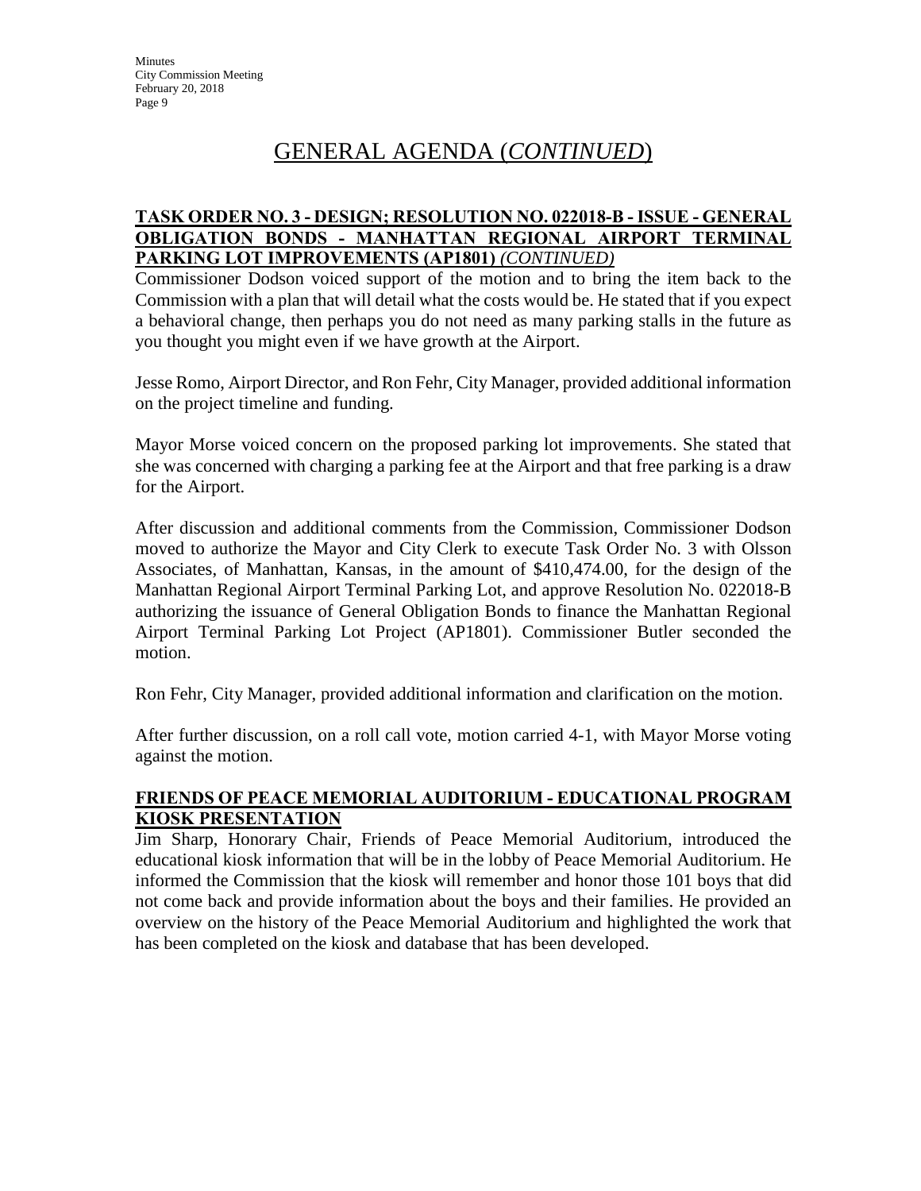# GENERAL AGENDA (*CONTINUED*)

**TASK ORDER NO. 3 - DESIGN; RESOLUTION NO. 022018-B - ISSUE - GENERAL OBLIGATION BONDS - MANHATTAN REGIONAL AIRPORT TERMINAL PARKING LOT IMPROVEMENTS (AP1801)** *(CONTINUED)*

Commissioner Dodson voiced support of the motion and to bring the item back to the Commission with a plan that will detail what the costs would be. He stated that if you expect a behavioral change, then perhaps you do not need as many parking stalls in the future as you thought you might even if we have growth at the Airport.

Jesse Romo, Airport Director, and Ron Fehr, City Manager, provided additional information on the project timeline and funding.

Mayor Morse voiced concern on the proposed parking lot improvements. She stated that she was concerned with charging a parking fee at the Airport and that free parking is a draw for the Airport.

After discussion and additional comments from the Commission, Commissioner Dodson moved to authorize the Mayor and City Clerk to execute Task Order No. 3 with Olsson Associates, of Manhattan, Kansas, in the amount of $410,474.00, for the design of the Manhattan Regional Airport Terminal Parking Lot, and approve Resolution No. 022018-B authorizing the issuance of General Obligation Bonds to finance the Manhattan Regional Airport Terminal Parking Lot Project (AP1801). Commissioner Butler seconded the motion.

Ron Fehr, City Manager, provided additional information and clarification on the motion.

After further discussion, on a roll call vote, motion carried 4-1, with Mayor Morse voting against the motion.

**FRIENDS OF PEACE MEMORIAL AUDITORIUM - EDUCATIONAL PROGRAM KIOSK PRESENTATION**

Jim Sharp, Honorary Chair, Friends of Peace Memorial Auditorium, introduced the educational kiosk information that will be in the lobby of Peace Memorial Auditorium. He informed the Commission that the kiosk will remember and honor those 101 boys that did not come back and provide information about the boys and their families. He provided an overview on the history of the Peace Memorial Auditorium and highlighted the work that has been completed on the kiosk and database that has been developed.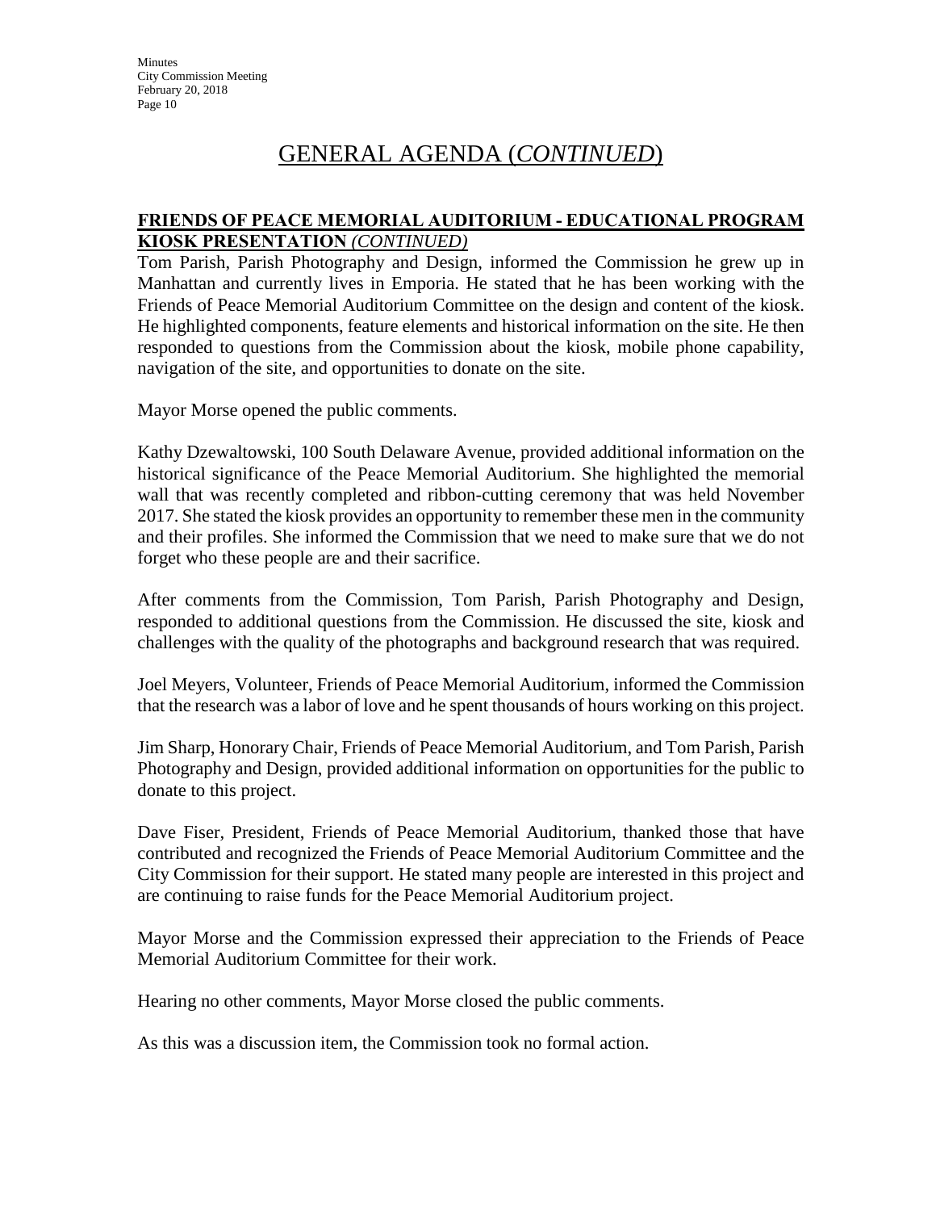# GENERAL AGENDA (*CONTINUED*)

**FRIENDS OF PEACE MEMORIAL AUDITORIUM - EDUCATIONAL PROGRAM KIOSK PRESENTATION** ***(CONTINUED)***

Tom Parish, Parish Photography and Design, informed the Commission he grew up in Manhattan and currently lives in Emporia. He stated that he has been working with the Friends of Peace Memorial Auditorium Committee on the design and content of the kiosk. He highlighted components, feature elements and historical information on the site. He then responded to questions from the Commission about the kiosk, mobile phone capability, navigation of the site, and opportunities to donate on the site.

Mayor Morse opened the public comments.

Kathy Dzewaltowski, 100 South Delaware Avenue, provided additional information on the historical significance of the Peace Memorial Auditorium. She highlighted the memorial wall that was recently completed and ribbon-cutting ceremony that was held November 2017. She stated the kiosk provides an opportunity to remember these men in the community and their profiles. She informed the Commission that we need to make sure that we do not forget who these people are and their sacrifice.

After comments from the Commission, Tom Parish, Parish Photography and Design, responded to additional questions from the Commission. He discussed the site, kiosk and challenges with the quality of the photographs and background research that was required.

Joel Meyers, Volunteer, Friends of Peace Memorial Auditorium, informed the Commission that the research was a labor of love and he spent thousands of hours working on this project.

Jim Sharp, Honorary Chair, Friends of Peace Memorial Auditorium, and Tom Parish, Parish Photography and Design, provided additional information on opportunities for the public to donate to this project.

Dave Fiser, President, Friends of Peace Memorial Auditorium, thanked those that have contributed and recognized the Friends of Peace Memorial Auditorium Committee and the City Commission for their support. He stated many people are interested in this project and are continuing to raise funds for the Peace Memorial Auditorium project.

Mayor Morse and the Commission expressed their appreciation to the Friends of Peace Memorial Auditorium Committee for their work.

Hearing no other comments, Mayor Morse closed the public comments.

As this was a discussion item, the Commission took no formal action.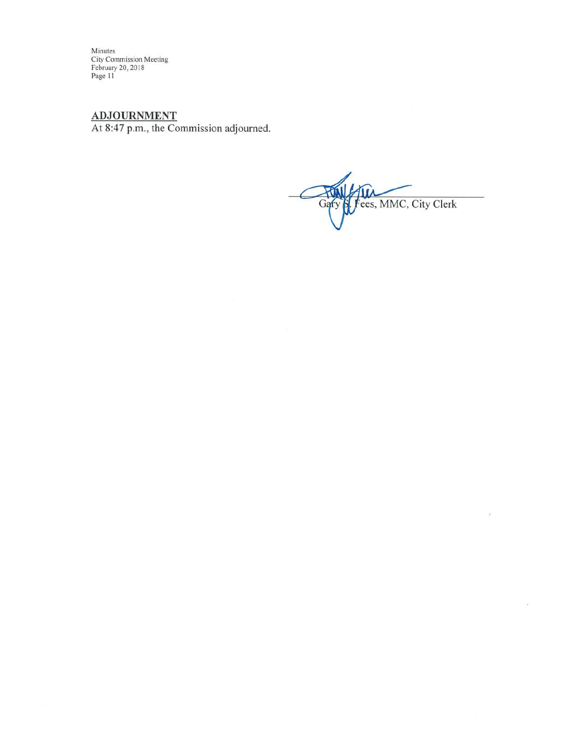**ADJOURNMENT**

At 8:47 p.m., the Commission adjourned.

Gary S. Fees, MMC, City Clerk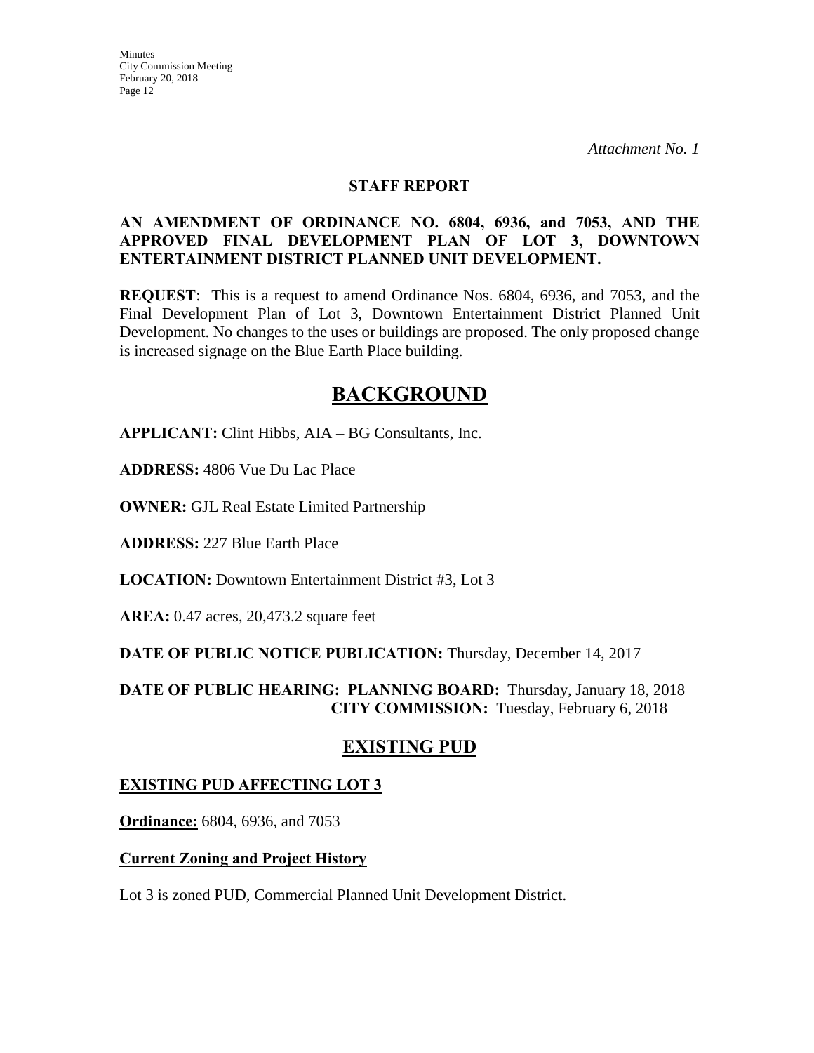*Attachment No. 1*

**STAFF REPORT**

**AN AMENDMENT OF ORDINANCE NO. 6804, 6936, and 7053, AND THE APPROVED FINAL DEVELOPMENT PLAN OF LOT 3, DOWNTOWN ENTERTAINMENT DISTRICT PLANNED UNIT DEVELOPMENT.**

**REQUEST**: This is a request to amend Ordinance Nos. 6804, 6936, and 7053, and the Final Development Plan of Lot 3, Downtown Entertainment District Planned Unit Development. No changes to the uses or buildings are proposed. The only proposed change is increased signage on the Blue Earth Place building.

# BACKGROUND

**APPLICANT:** Clint Hibbs, AIA – BG Consultants, Inc.

**ADDRESS:** 4806 Vue Du Lac Place

**OWNER:** GJL Real Estate Limited Partnership

**ADDRESS:** 227 Blue Earth Place

**LOCATION:** Downtown Entertainment District #3, Lot 3

**AREA:** 0.47 acres, 20,473.2 square feet

**DATE OF PUBLIC NOTICE PUBLICATION:** Thursday, December 14, 2017

**DATE OF PUBLIC HEARING: PLANNING BOARD:** Thursday, January 18, 2018
**CITY COMMISSION:** Tuesday, February 6, 2018

## EXISTING PUD

### EXISTING PUD AFFECTING LOT 3

**Ordinance:** 6804, 6936, and 7053

**Current Zoning and Project History**

Lot 3 is zoned PUD, Commercial Planned Unit Development District.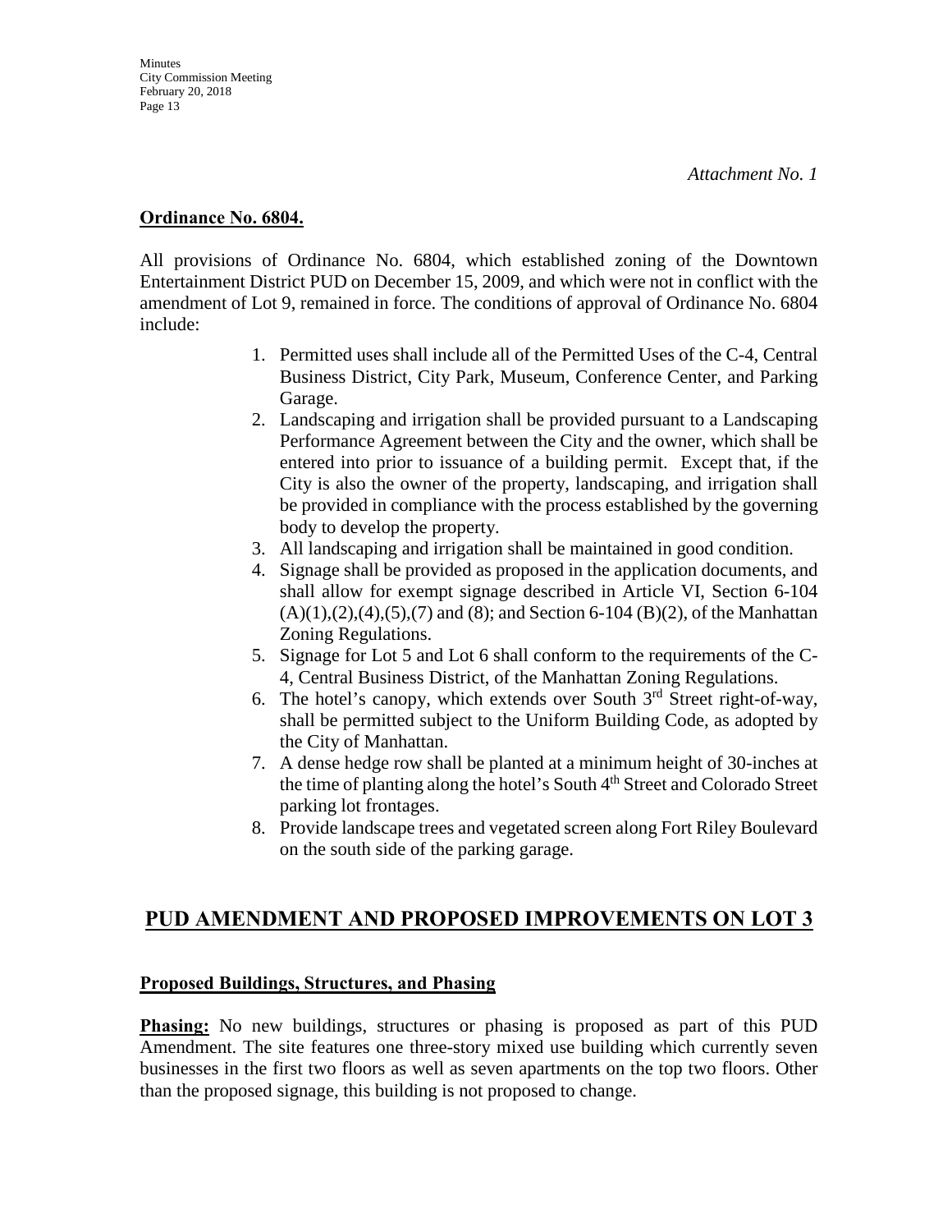*Attachment No. 1*

**Ordinance No. 6804.**

All provisions of Ordinance No. 6804, which established zoning of the Downtown Entertainment District PUD on December 15, 2009, and which were not in conflict with the amendment of Lot 9, remained in force. The conditions of approval of Ordinance No. 6804 include:

1. Permitted uses shall include all of the Permitted Uses of the C-4, Central Business District, City Park, Museum, Conference Center, and Parking Garage.
2. Landscaping and irrigation shall be provided pursuant to a Landscaping Performance Agreement between the City and the owner, which shall be entered into prior to issuance of a building permit. Except that, if the City is also the owner of the property, landscaping, and irrigation shall be provided in compliance with the process established by the governing body to develop the property.
3. All landscaping and irrigation shall be maintained in good condition.
4. Signage shall be provided as proposed in the application documents, and shall allow for exempt signage described in Article VI, Section 6-104 (A)(1),(2),(4),(5),(7) and (8); and Section 6-104 (B)(2), of the Manhattan Zoning Regulations.
5. Signage for Lot 5 and Lot 6 shall conform to the requirements of the C-4, Central Business District, of the Manhattan Zoning Regulations.
6. The hotel's canopy, which extends over South 3rd Street right-of-way, shall be permitted subject to the Uniform Building Code, as adopted by the City of Manhattan.
7. A dense hedge row shall be planted at a minimum height of 30-inches at the time of planting along the hotel's South 4th Street and Colorado Street parking lot frontages.
8. Provide landscape trees and vegetated screen along Fort Riley Boulevard on the south side of the parking garage.

## PUD AMENDMENT AND PROPOSED IMPROVEMENTS ON LOT 3

**Proposed Buildings, Structures, and Phasing**

**Phasing:** No new buildings, structures or phasing is proposed as part of this PUD Amendment. The site features one three-story mixed use building which currently seven businesses in the first two floors as well as seven apartments on the top two floors. Other than the proposed signage, this building is not proposed to change.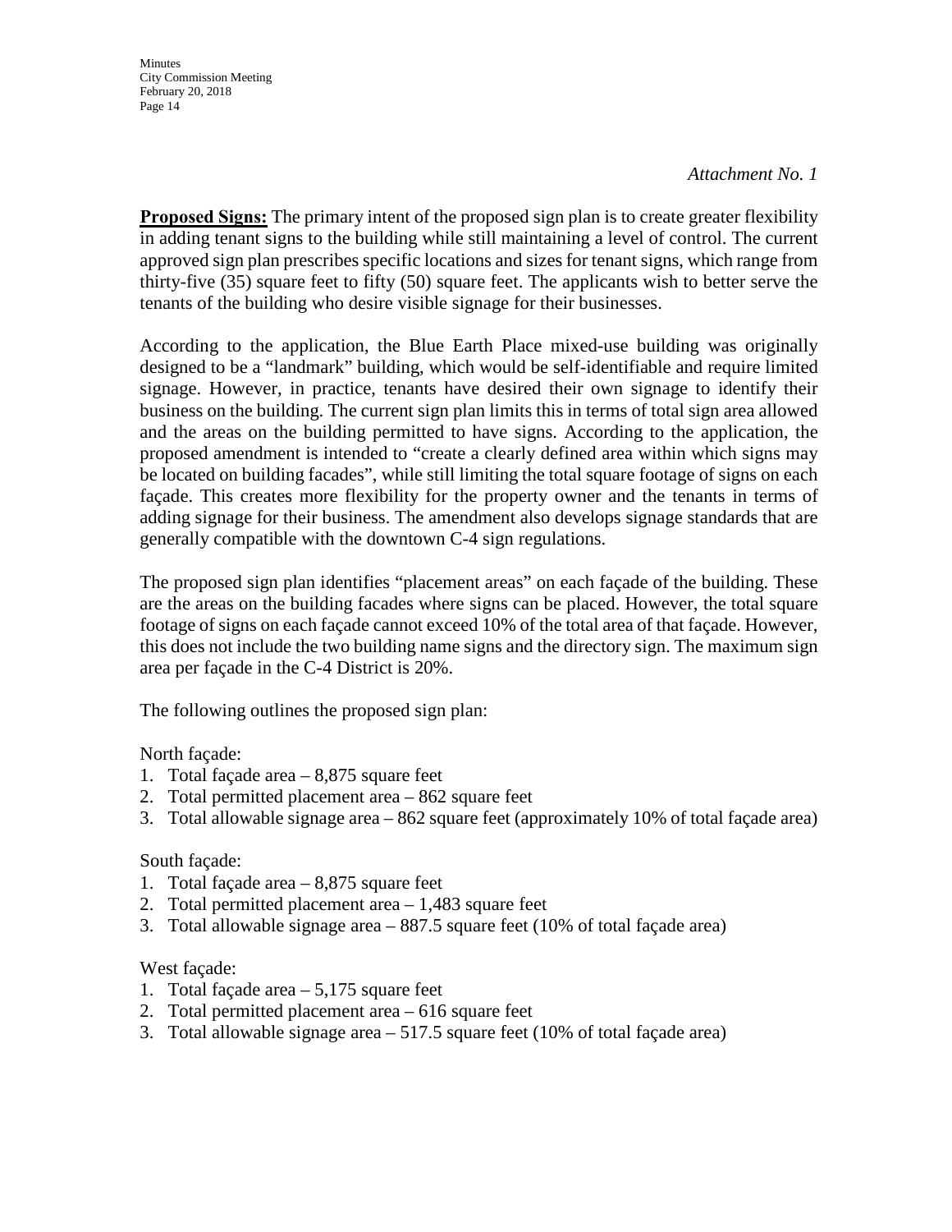*Attachment No. 1*

**Proposed Signs:** The primary intent of the proposed sign plan is to create greater flexibility in adding tenant signs to the building while still maintaining a level of control. The current approved sign plan prescribes specific locations and sizes for tenant signs, which range from thirty-five (35) square feet to fifty (50) square feet. The applicants wish to better serve the tenants of the building who desire visible signage for their businesses.

According to the application, the Blue Earth Place mixed-use building was originally designed to be a "landmark" building, which would be self-identifiable and require limited signage. However, in practice, tenants have desired their own signage to identify their business on the building. The current sign plan limits this in terms of total sign area allowed and the areas on the building permitted to have signs. According to the application, the proposed amendment is intended to "create a clearly defined area within which signs may be located on building facades", while still limiting the total square footage of signs on each façade. This creates more flexibility for the property owner and the tenants in terms of adding signage for their business. The amendment also develops signage standards that are generally compatible with the downtown C-4 sign regulations.

The proposed sign plan identifies "placement areas" on each façade of the building. These are the areas on the building facades where signs can be placed. However, the total square footage of signs on each façade cannot exceed 10% of the total area of that façade. However, this does not include the two building name signs and the directory sign. The maximum sign area per façade in the C-4 District is 20%.

The following outlines the proposed sign plan:

North façade:
1. Total façade area – 8,875 square feet
2. Total permitted placement area – 862 square feet
3. Total allowable signage area – 862 square feet (approximately 10% of total façade area)

South façade:
1. Total façade area – 8,875 square feet
2. Total permitted placement area – 1,483 square feet
3. Total allowable signage area – 887.5 square feet (10% of total façade area)

West façade:
1. Total façade area – 5,175 square feet
2. Total permitted placement area – 616 square feet
3. Total allowable signage area – 517.5 square feet (10% of total façade area)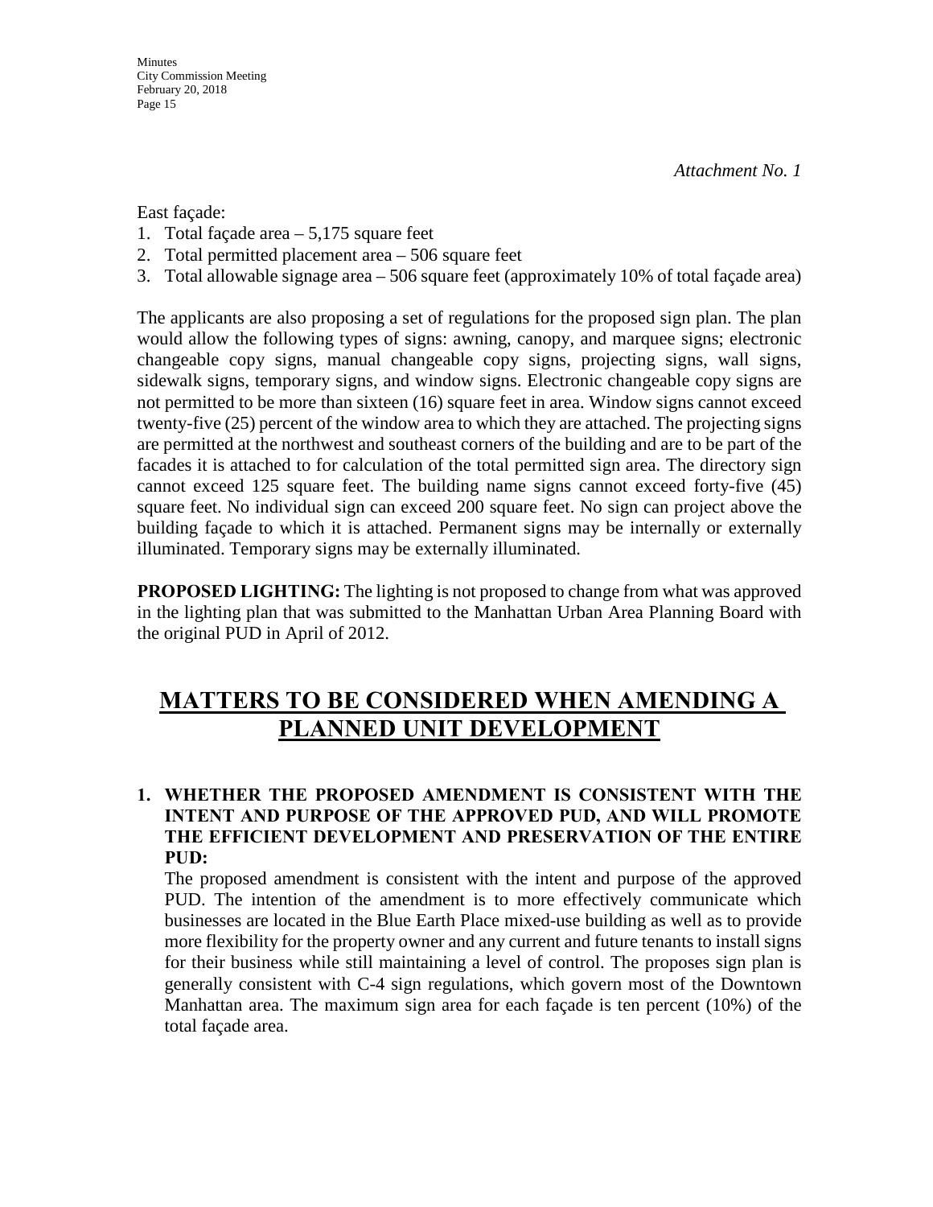*Attachment No. 1*

East façade:

1. Total façade area – 5,175 square feet
2. Total permitted placement area – 506 square feet
3. Total allowable signage area – 506 square feet (approximately 10% of total façade area)

The applicants are also proposing a set of regulations for the proposed sign plan. The plan would allow the following types of signs: awning, canopy, and marquee signs; electronic changeable copy signs, manual changeable copy signs, projecting signs, wall signs, sidewalk signs, temporary signs, and window signs. Electronic changeable copy signs are not permitted to be more than sixteen (16) square feet in area. Window signs cannot exceed twenty-five (25) percent of the window area to which they are attached. The projecting signs are permitted at the northwest and southeast corners of the building and are to be part of the facades it is attached to for calculation of the total permitted sign area. The directory sign cannot exceed 125 square feet. The building name signs cannot exceed forty-five (45) square feet. No individual sign can exceed 200 square feet. No sign can project above the building façade to which it is attached. Permanent signs may be internally or externally illuminated. Temporary signs may be externally illuminated.

**PROPOSED LIGHTING:** The lighting is not proposed to change from what was approved in the lighting plan that was submitted to the Manhattan Urban Area Planning Board with the original PUD in April of 2012.

# MATTERS TO BE CONSIDERED WHEN AMENDING A PLANNED UNIT DEVELOPMENT

**1. WHETHER THE PROPOSED AMENDMENT IS CONSISTENT WITH THE INTENT AND PURPOSE OF THE APPROVED PUD, AND WILL PROMOTE THE EFFICIENT DEVELOPMENT AND PRESERVATION OF THE ENTIRE PUD:**

The proposed amendment is consistent with the intent and purpose of the approved PUD. The intention of the amendment is to more effectively communicate which businesses are located in the Blue Earth Place mixed-use building as well as to provide more flexibility for the property owner and any current and future tenants to install signs for their business while still maintaining a level of control. The proposes sign plan is generally consistent with C-4 sign regulations, which govern most of the Downtown Manhattan area. The maximum sign area for each façade is ten percent (10%) of the total façade area.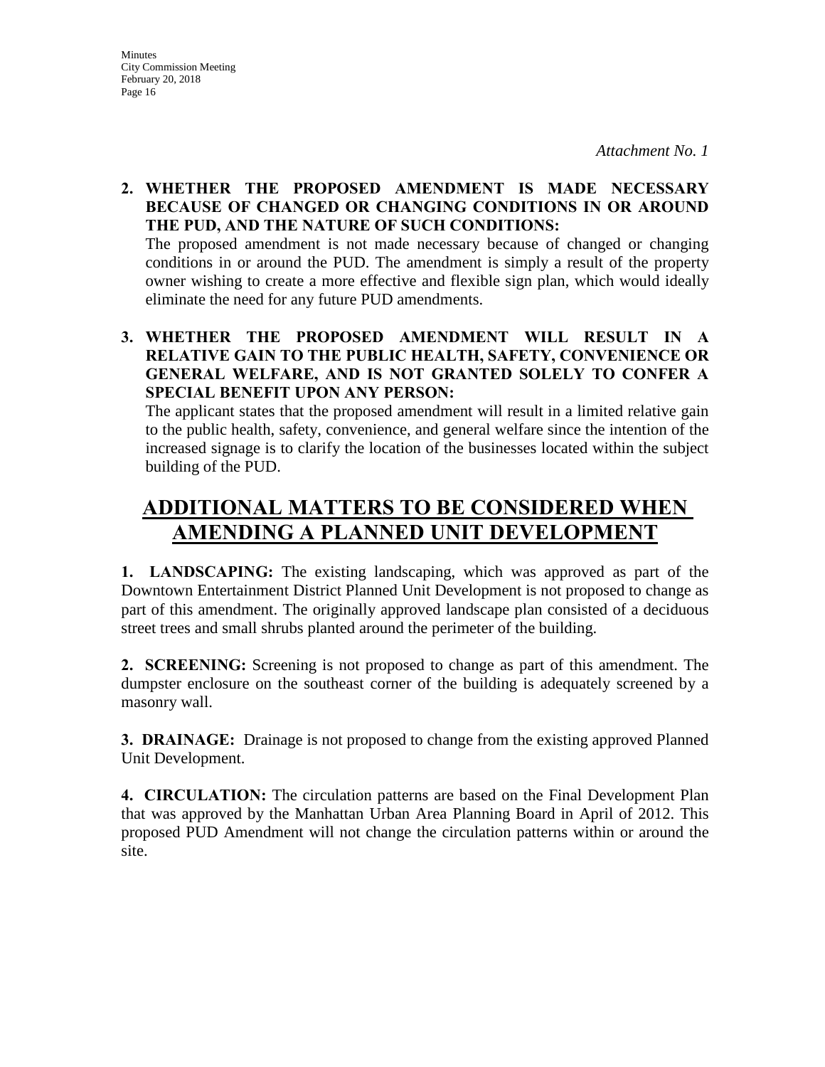*Attachment No. 1*

**2. WHETHER THE PROPOSED AMENDMENT IS MADE NECESSARY BECAUSE OF CHANGED OR CHANGING CONDITIONS IN OR AROUND THE PUD, AND THE NATURE OF SUCH CONDITIONS:**

The proposed amendment is not made necessary because of changed or changing conditions in or around the PUD. The amendment is simply a result of the property owner wishing to create a more effective and flexible sign plan, which would ideally eliminate the need for any future PUD amendments.

**3. WHETHER THE PROPOSED AMENDMENT WILL RESULT IN A RELATIVE GAIN TO THE PUBLIC HEALTH, SAFETY, CONVENIENCE OR GENERAL WELFARE, AND IS NOT GRANTED SOLELY TO CONFER A SPECIAL BENEFIT UPON ANY PERSON:**

The applicant states that the proposed amendment will result in a limited relative gain to the public health, safety, convenience, and general welfare since the intention of the increased signage is to clarify the location of the businesses located within the subject building of the PUD.

## ADDITIONAL MATTERS TO BE CONSIDERED WHEN AMENDING A PLANNED UNIT DEVELOPMENT

**1. LANDSCAPING:** The existing landscaping, which was approved as part of the Downtown Entertainment District Planned Unit Development is not proposed to change as part of this amendment. The originally approved landscape plan consisted of a deciduous street trees and small shrubs planted around the perimeter of the building.

**2. SCREENING:** Screening is not proposed to change as part of this amendment. The dumpster enclosure on the southeast corner of the building is adequately screened by a masonry wall.

**3. DRAINAGE:** Drainage is not proposed to change from the existing approved Planned Unit Development.

**4. CIRCULATION:** The circulation patterns are based on the Final Development Plan that was approved by the Manhattan Urban Area Planning Board in April of 2012. This proposed PUD Amendment will not change the circulation patterns within or around the site.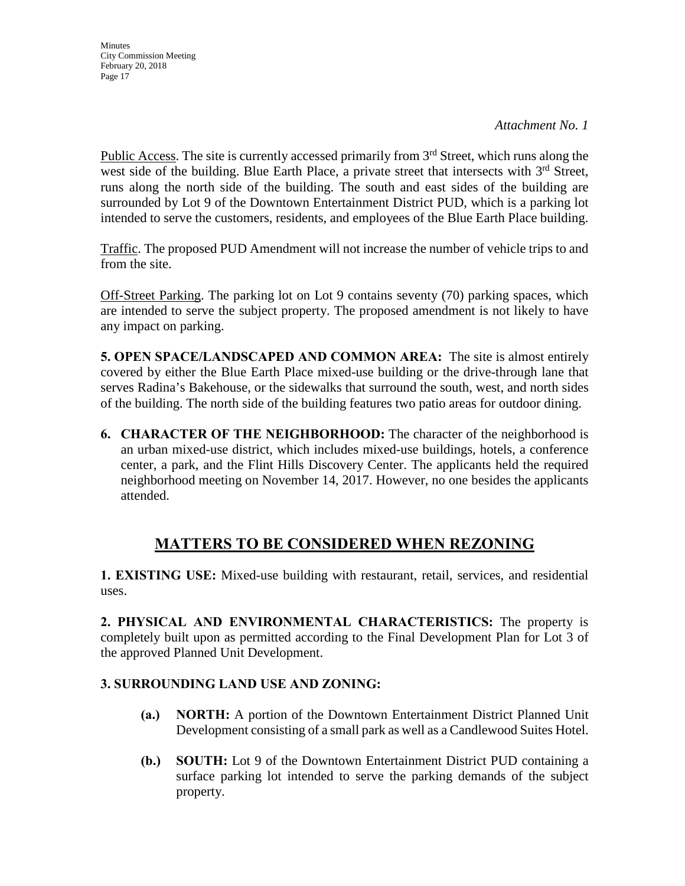*Attachment No. 1*

Public Access. The site is currently accessed primarily from 3rd Street, which runs along the west side of the building. Blue Earth Place, a private street that intersects with 3rd Street, runs along the north side of the building. The south and east sides of the building are surrounded by Lot 9 of the Downtown Entertainment District PUD, which is a parking lot intended to serve the customers, residents, and employees of the Blue Earth Place building.

Traffic. The proposed PUD Amendment will not increase the number of vehicle trips to and from the site.

Off-Street Parking. The parking lot on Lot 9 contains seventy (70) parking spaces, which are intended to serve the subject property. The proposed amendment is not likely to have any impact on parking.

**5. OPEN SPACE/LANDSCAPED AND COMMON AREA:** The site is almost entirely covered by either the Blue Earth Place mixed-use building or the drive-through lane that serves Radina's Bakehouse, or the sidewalks that surround the south, west, and north sides of the building. The north side of the building features two patio areas for outdoor dining.

6. **CHARACTER OF THE NEIGHBORHOOD:** The character of the neighborhood is an urban mixed-use district, which includes mixed-use buildings, hotels, a conference center, a park, and the Flint Hills Discovery Center. The applicants held the required neighborhood meeting on November 14, 2017. However, no one besides the applicants attended.

## MATTERS TO BE CONSIDERED WHEN REZONING

**1. EXISTING USE:** Mixed-use building with restaurant, retail, services, and residential uses.

**2. PHYSICAL AND ENVIRONMENTAL CHARACTERISTICS:** The property is completely built upon as permitted according to the Final Development Plan for Lot 3 of the approved Planned Unit Development.

**3. SURROUNDING LAND USE AND ZONING:**

**(a.)** **NORTH:** A portion of the Downtown Entertainment District Planned Unit Development consisting of a small park as well as a Candlewood Suites Hotel.

**(b.)** **SOUTH:** Lot 9 of the Downtown Entertainment District PUD containing a surface parking lot intended to serve the parking demands of the subject property.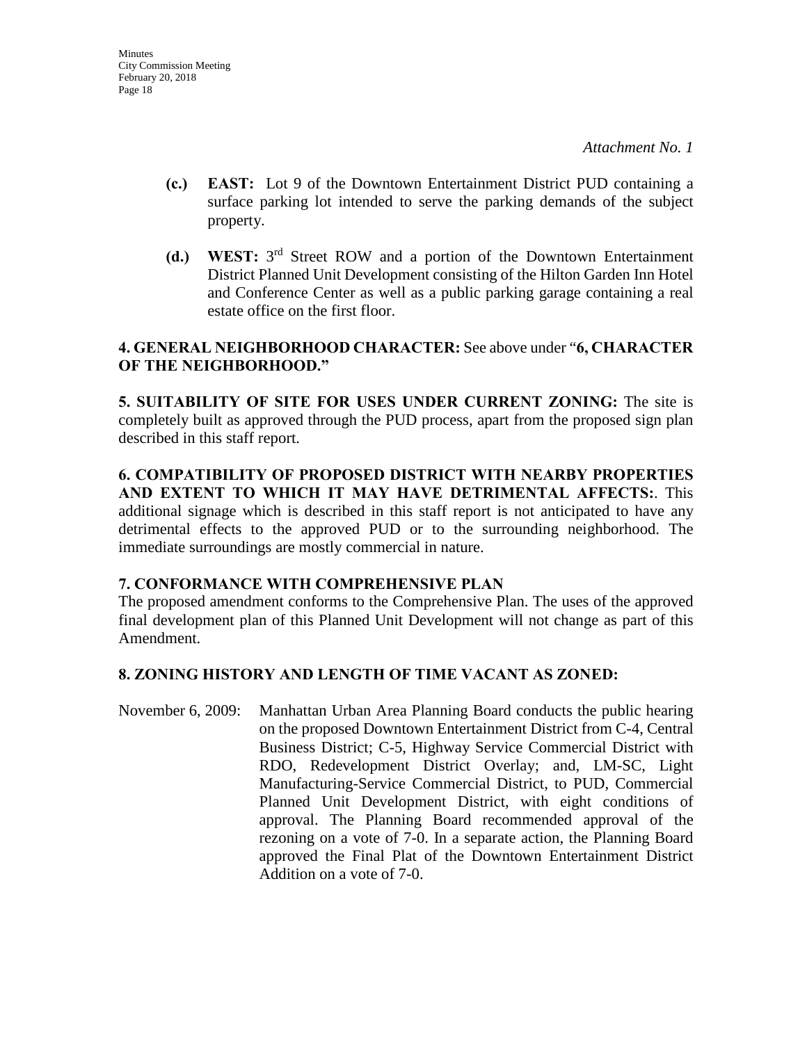*Attachment No. 1*

**(c.)** **EAST:** Lot 9 of the Downtown Entertainment District PUD containing a surface parking lot intended to serve the parking demands of the subject property.

**(d.)** **WEST:** 3rd Street ROW and a portion of the Downtown Entertainment District Planned Unit Development consisting of the Hilton Garden Inn Hotel and Conference Center as well as a public parking garage containing a real estate office on the first floor.

**4. GENERAL NEIGHBORHOOD CHARACTER:** See above under "**6, CHARACTER OF THE NEIGHBORHOOD.**"

**5. SUITABILITY OF SITE FOR USES UNDER CURRENT ZONING:** The site is completely built as approved through the PUD process, apart from the proposed sign plan described in this staff report.

**6. COMPATIBILITY OF PROPOSED DISTRICT WITH NEARBY PROPERTIES AND EXTENT TO WHICH IT MAY HAVE DETRIMENTAL AFFECTS:**. This additional signage which is described in this staff report is not anticipated to have any detrimental effects to the approved PUD or to the surrounding neighborhood. The immediate surroundings are mostly commercial in nature.

**7. CONFORMANCE WITH COMPREHENSIVE PLAN**

The proposed amendment conforms to the Comprehensive Plan. The uses of the approved final development plan of this Planned Unit Development will not change as part of this Amendment.

**8. ZONING HISTORY AND LENGTH OF TIME VACANT AS ZONED:**

November 6, 2009: Manhattan Urban Area Planning Board conducts the public hearing on the proposed Downtown Entertainment District from C-4, Central Business District; C-5, Highway Service Commercial District with RDO, Redevelopment District Overlay; and, LM-SC, Light Manufacturing-Service Commercial District, to PUD, Commercial Planned Unit Development District, with eight conditions of approval. The Planning Board recommended approval of the rezoning on a vote of 7-0. In a separate action, the Planning Board approved the Final Plat of the Downtown Entertainment District Addition on a vote of 7-0.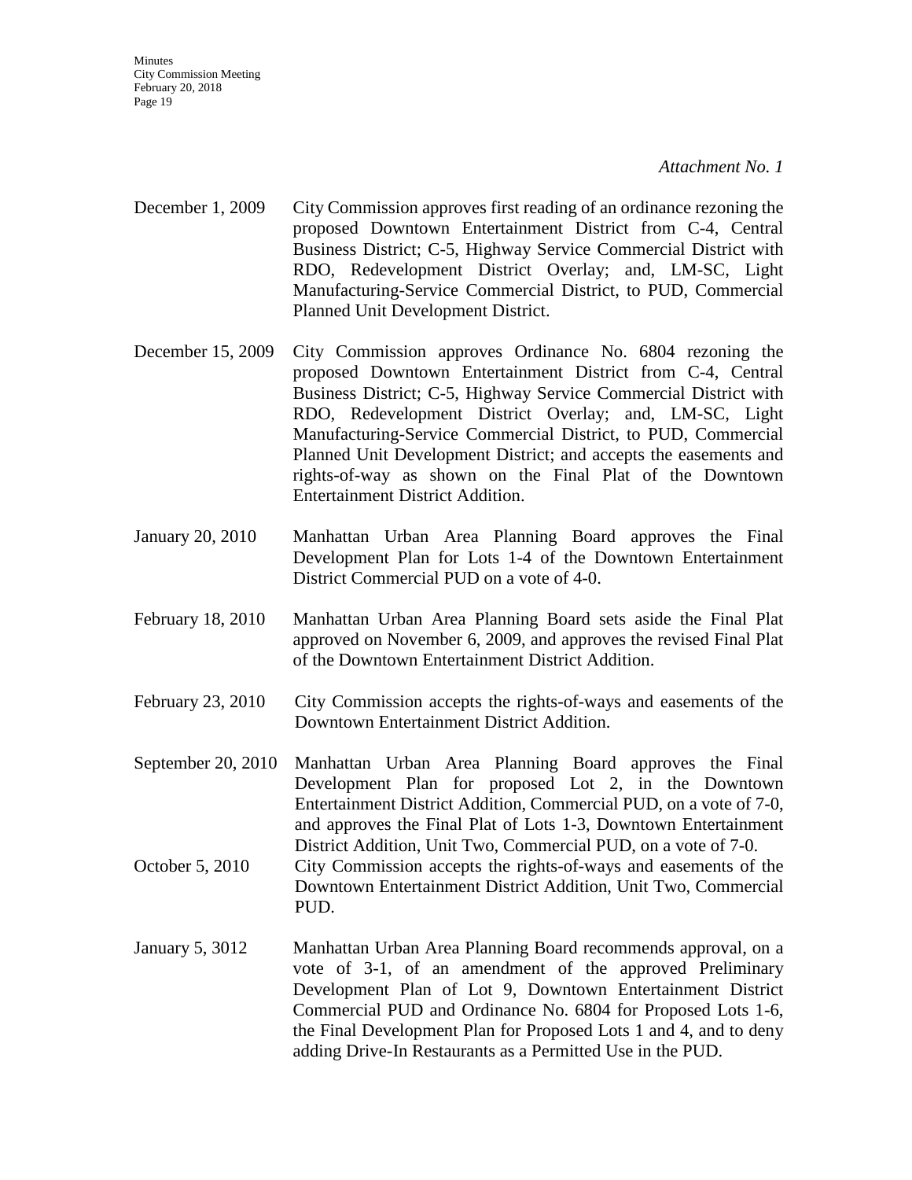*Attachment No. 1*

December 1, 2009 City Commission approves first reading of an ordinance rezoning the proposed Downtown Entertainment District from C-4, Central Business District; C-5, Highway Service Commercial District with RDO, Redevelopment District Overlay; and, LM-SC, Light Manufacturing-Service Commercial District, to PUD, Commercial Planned Unit Development District.

December 15, 2009 City Commission approves Ordinance No. 6804 rezoning the proposed Downtown Entertainment District from C-4, Central Business District; C-5, Highway Service Commercial District with RDO, Redevelopment District Overlay; and, LM-SC, Light Manufacturing-Service Commercial District, to PUD, Commercial Planned Unit Development District; and accepts the easements and rights-of-way as shown on the Final Plat of the Downtown Entertainment District Addition.

January 20, 2010 Manhattan Urban Area Planning Board approves the Final Development Plan for Lots 1-4 of the Downtown Entertainment District Commercial PUD on a vote of 4-0.

February 18, 2010 Manhattan Urban Area Planning Board sets aside the Final Plat approved on November 6, 2009, and approves the revised Final Plat of the Downtown Entertainment District Addition.

February 23, 2010 City Commission accepts the rights-of-ways and easements of the Downtown Entertainment District Addition.

September 20, 2010 Manhattan Urban Area Planning Board approves the Final Development Plan for proposed Lot 2, in the Downtown Entertainment District Addition, Commercial PUD, on a vote of 7-0, and approves the Final Plat of Lots 1-3, Downtown Entertainment District Addition, Unit Two, Commercial PUD, on a vote of 7-0.

October 5, 2010 City Commission accepts the rights-of-ways and easements of the Downtown Entertainment District Addition, Unit Two, Commercial PUD.

January 5, 3012 Manhattan Urban Area Planning Board recommends approval, on a vote of 3-1, of an amendment of the approved Preliminary Development Plan of Lot 9, Downtown Entertainment District Commercial PUD and Ordinance No. 6804 for Proposed Lots 1-6, the Final Development Plan for Proposed Lots 1 and 4, and to deny adding Drive-In Restaurants as a Permitted Use in the PUD.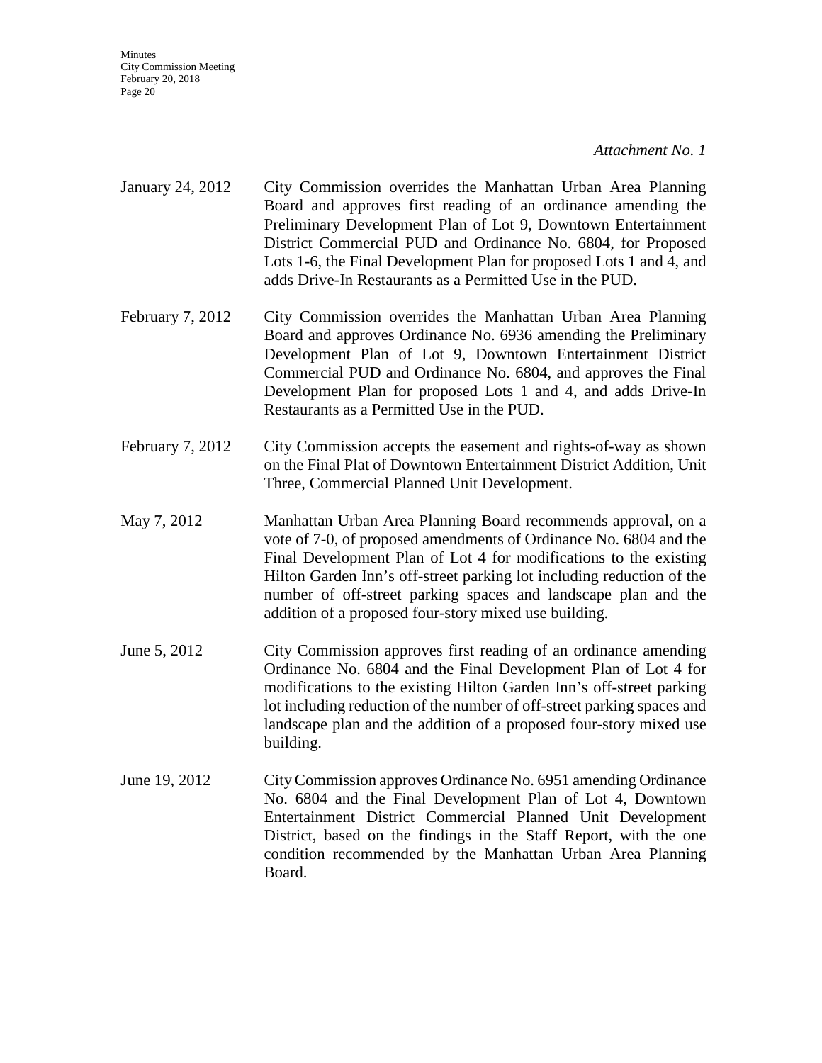*Attachment No. 1*

| | |
|---|---|
| January 24, 2012 | City Commission overrides the Manhattan Urban Area Planning Board and approves first reading of an ordinance amending the Preliminary Development Plan of Lot 9, Downtown Entertainment District Commercial PUD and Ordinance No. 6804, for Proposed Lots 1-6, the Final Development Plan for proposed Lots 1 and 4, and adds Drive-In Restaurants as a Permitted Use in the PUD. |
| February 7, 2012 | City Commission overrides the Manhattan Urban Area Planning Board and approves Ordinance No. 6936 amending the Preliminary Development Plan of Lot 9, Downtown Entertainment District Commercial PUD and Ordinance No. 6804, and approves the Final Development Plan for proposed Lots 1 and 4, and adds Drive-In Restaurants as a Permitted Use in the PUD. |
| February 7, 2012 | City Commission accepts the easement and rights-of-way as shown on the Final Plat of Downtown Entertainment District Addition, Unit Three, Commercial Planned Unit Development. |
| May 7, 2012 | Manhattan Urban Area Planning Board recommends approval, on a vote of 7-0, of proposed amendments of Ordinance No. 6804 and the Final Development Plan of Lot 4 for modifications to the existing Hilton Garden Inn's off-street parking lot including reduction of the number of off-street parking spaces and landscape plan and the addition of a proposed four-story mixed use building. |
| June 5, 2012 | City Commission approves first reading of an ordinance amending Ordinance No. 6804 and the Final Development Plan of Lot 4 for modifications to the existing Hilton Garden Inn's off-street parking lot including reduction of the number of off-street parking spaces and landscape plan and the addition of a proposed four-story mixed use building. |
| June 19, 2012 | City Commission approves Ordinance No. 6951 amending Ordinance No. 6804 and the Final Development Plan of Lot 4, Downtown Entertainment District Commercial Planned Unit Development District, based on the findings in the Staff Report, with the one condition recommended by the Manhattan Urban Area Planning Board. |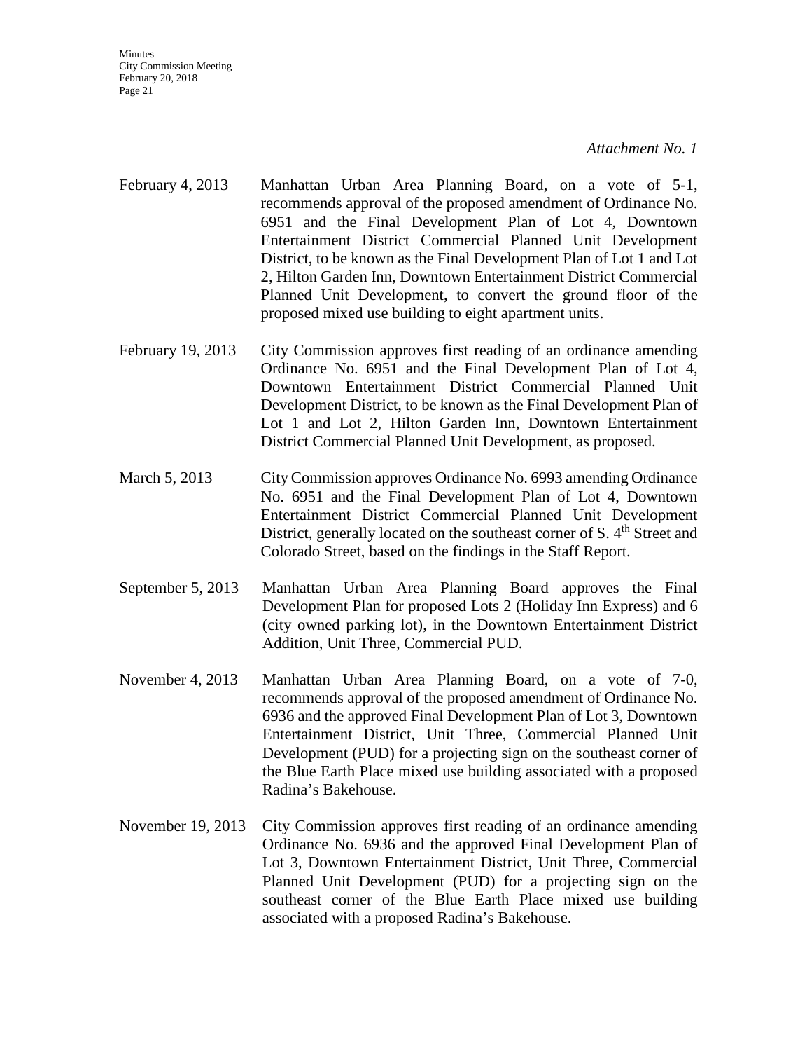*Attachment No. 1*

February 4, 2013 Manhattan Urban Area Planning Board, on a vote of 5-1, recommends approval of the proposed amendment of Ordinance No. 6951 and the Final Development Plan of Lot 4, Downtown Entertainment District Commercial Planned Unit Development District, to be known as the Final Development Plan of Lot 1 and Lot 2, Hilton Garden Inn, Downtown Entertainment District Commercial Planned Unit Development, to convert the ground floor of the proposed mixed use building to eight apartment units.

February 19, 2013 City Commission approves first reading of an ordinance amending Ordinance No. 6951 and the Final Development Plan of Lot 4, Downtown Entertainment District Commercial Planned Unit Development District, to be known as the Final Development Plan of Lot 1 and Lot 2, Hilton Garden Inn, Downtown Entertainment District Commercial Planned Unit Development, as proposed.

March 5, 2013 City Commission approves Ordinance No. 6993 amending Ordinance No. 6951 and the Final Development Plan of Lot 4, Downtown Entertainment District Commercial Planned Unit Development District, generally located on the southeast corner of S. 4th Street and Colorado Street, based on the findings in the Staff Report.

September 5, 2013 Manhattan Urban Area Planning Board approves the Final Development Plan for proposed Lots 2 (Holiday Inn Express) and 6 (city owned parking lot), in the Downtown Entertainment District Addition, Unit Three, Commercial PUD.

November 4, 2013 Manhattan Urban Area Planning Board, on a vote of 7-0, recommends approval of the proposed amendment of Ordinance No. 6936 and the approved Final Development Plan of Lot 3, Downtown Entertainment District, Unit Three, Commercial Planned Unit Development (PUD) for a projecting sign on the southeast corner of the Blue Earth Place mixed use building associated with a proposed Radina's Bakehouse.

November 19, 2013 City Commission approves first reading of an ordinance amending Ordinance No. 6936 and the approved Final Development Plan of Lot 3, Downtown Entertainment District, Unit Three, Commercial Planned Unit Development (PUD) for a projecting sign on the southeast corner of the Blue Earth Place mixed use building associated with a proposed Radina's Bakehouse.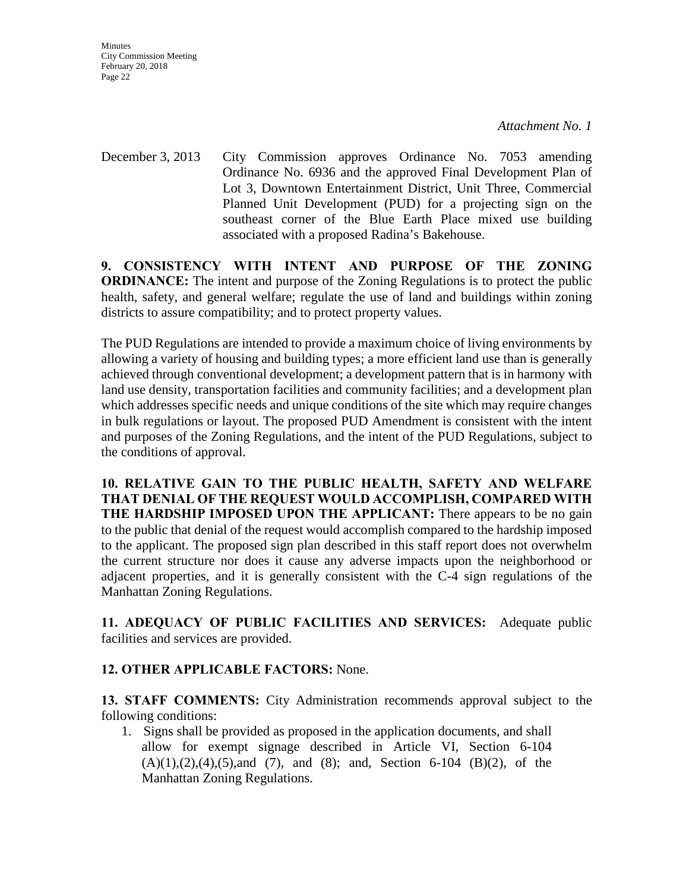*Attachment No. 1*

December 3, 2013 City Commission approves Ordinance No. 7053 amending Ordinance No. 6936 and the approved Final Development Plan of Lot 3, Downtown Entertainment District, Unit Three, Commercial Planned Unit Development (PUD) for a projecting sign on the southeast corner of the Blue Earth Place mixed use building associated with a proposed Radina's Bakehouse.

**9. CONSISTENCY WITH INTENT AND PURPOSE OF THE ZONING ORDINANCE:** The intent and purpose of the Zoning Regulations is to protect the public health, safety, and general welfare; regulate the use of land and buildings within zoning districts to assure compatibility; and to protect property values.

The PUD Regulations are intended to provide a maximum choice of living environments by allowing a variety of housing and building types; a more efficient land use than is generally achieved through conventional development; a development pattern that is in harmony with land use density, transportation facilities and community facilities; and a development plan which addresses specific needs and unique conditions of the site which may require changes in bulk regulations or layout. The proposed PUD Amendment is consistent with the intent and purposes of the Zoning Regulations, and the intent of the PUD Regulations, subject to the conditions of approval.

**10. RELATIVE GAIN TO THE PUBLIC HEALTH, SAFETY AND WELFARE THAT DENIAL OF THE REQUEST WOULD ACCOMPLISH, COMPARED WITH THE HARDSHIP IMPOSED UPON THE APPLICANT:** There appears to be no gain to the public that denial of the request would accomplish compared to the hardship imposed to the applicant. The proposed sign plan described in this staff report does not overwhelm the current structure nor does it cause any adverse impacts upon the neighborhood or adjacent properties, and it is generally consistent with the C-4 sign regulations of the Manhattan Zoning Regulations.

**11. ADEQUACY OF PUBLIC FACILITIES AND SERVICES:** Adequate public facilities and services are provided.

**12. OTHER APPLICABLE FACTORS:** None.

**13. STAFF COMMENTS:** City Administration recommends approval subject to the following conditions:

1. Signs shall be provided as proposed in the application documents, and shall allow for exempt signage described in Article VI, Section 6-104 (A)(1),(2),(4),(5),and (7), and (8); and, Section 6-104 (B)(2), of the Manhattan Zoning Regulations.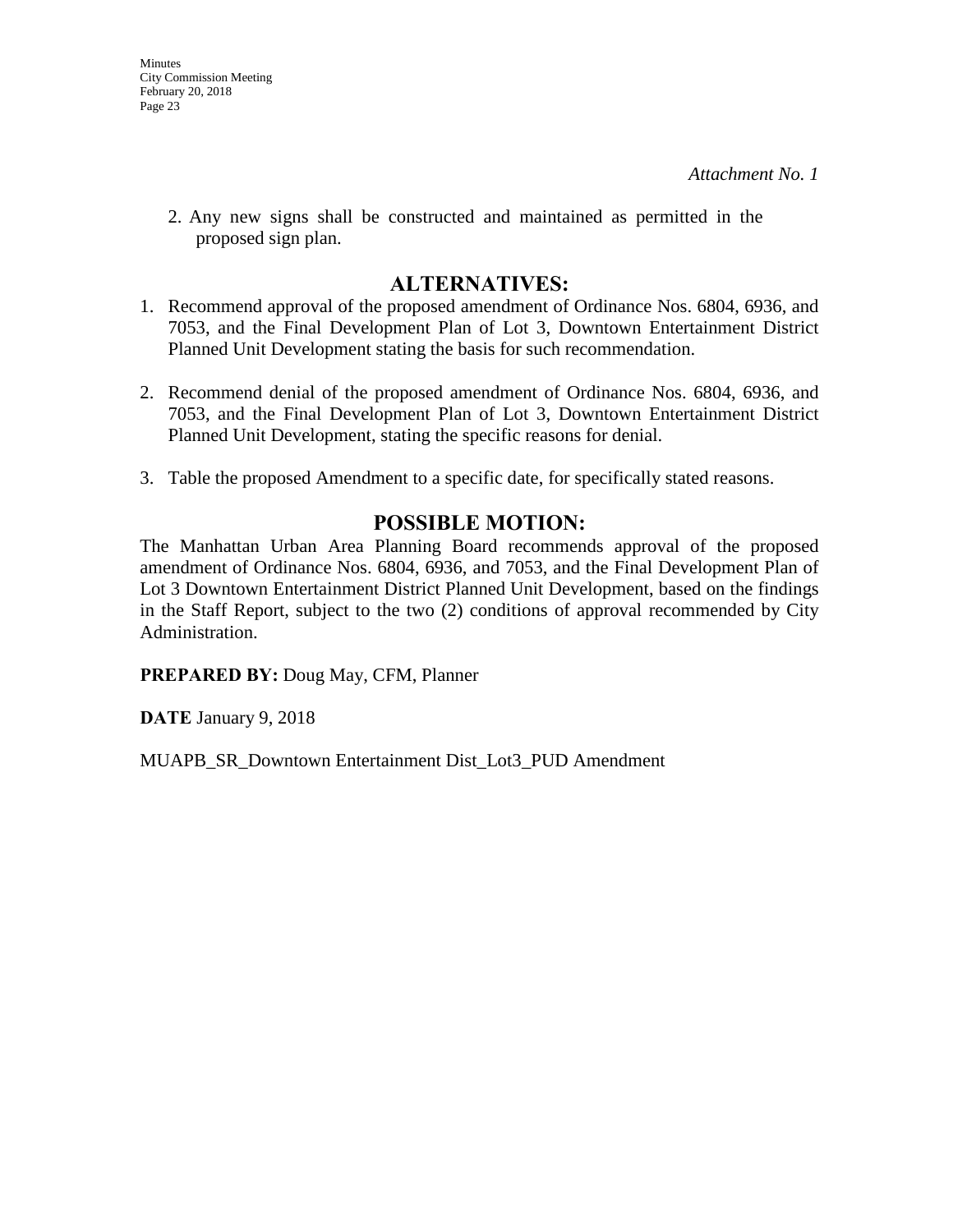*Attachment No. 1*

2. Any new signs shall be constructed and maintained as permitted in the proposed sign plan.

## ALTERNATIVES:

1. Recommend approval of the proposed amendment of Ordinance Nos. 6804, 6936, and 7053, and the Final Development Plan of Lot 3, Downtown Entertainment District Planned Unit Development stating the basis for such recommendation.

2. Recommend denial of the proposed amendment of Ordinance Nos. 6804, 6936, and 7053, and the Final Development Plan of Lot 3, Downtown Entertainment District Planned Unit Development, stating the specific reasons for denial.

3. Table the proposed Amendment to a specific date, for specifically stated reasons.

## POSSIBLE MOTION:

The Manhattan Urban Area Planning Board recommends approval of the proposed amendment of Ordinance Nos. 6804, 6936, and 7053, and the Final Development Plan of Lot 3 Downtown Entertainment District Planned Unit Development, based on the findings in the Staff Report, subject to the two (2) conditions of approval recommended by City Administration.

**PREPARED BY:** Doug May, CFM, Planner

**DATE** January 9, 2018

MUAPB_SR_Downtown Entertainment Dist_Lot3_PUD Amendment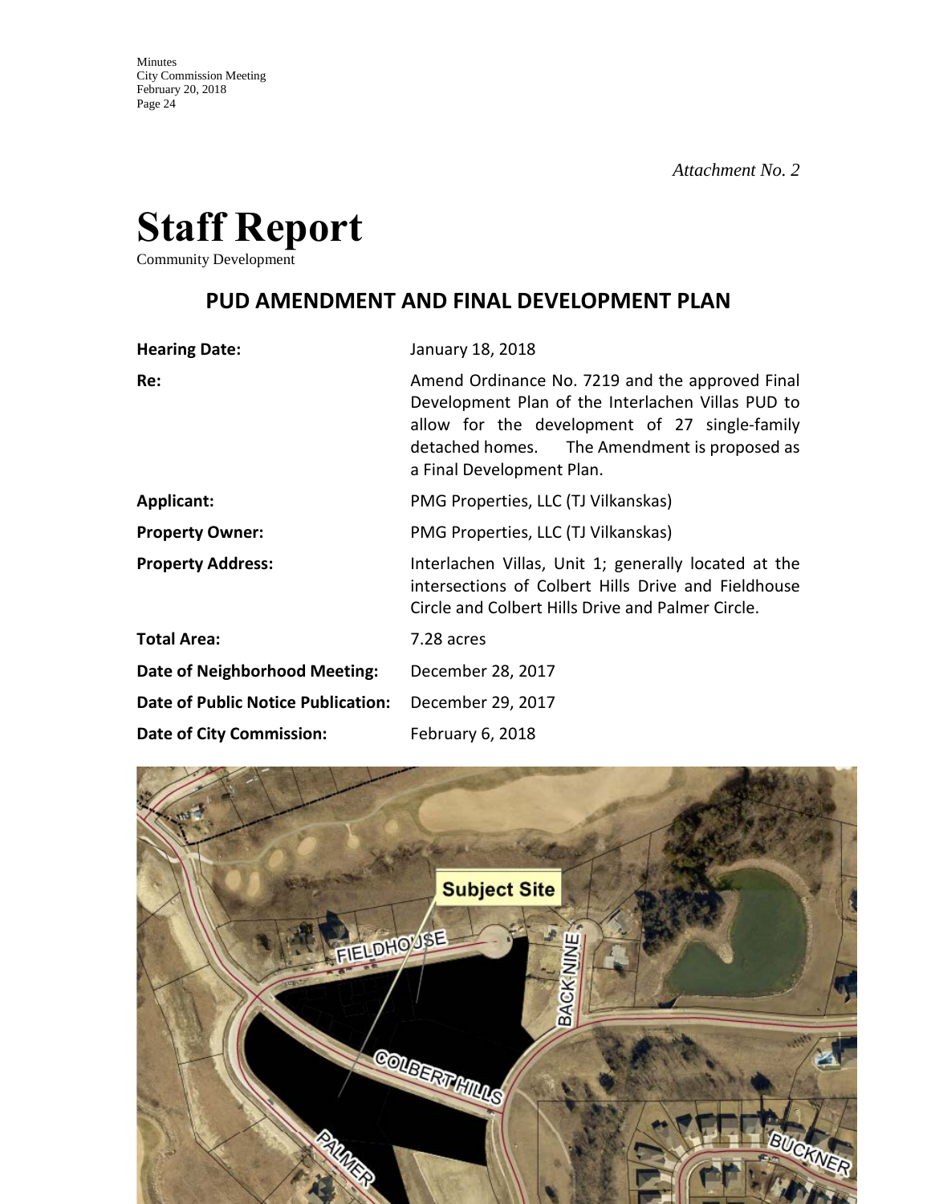*Attachment No. 2*

# Staff Report

Community Development

## PUD AMENDMENT AND FINAL DEVELOPMENT PLAN

| | |
|---|---|
| **Hearing Date:** | January 18, 2018 |
| **Re:** | Amend Ordinance No. 7219 and the approved Final Development Plan of the Interlachen Villas PUD to allow for the development of 27 single-family detached homes. The Amendment is proposed as a Final Development Plan. |
| **Applicant:** | PMG Properties, LLC (TJ Vilkanskas) |
| **Property Owner:** | PMG Properties, LLC (TJ Vilkanskas) |
| **Property Address:** | Interlachen Villas, Unit 1; generally located at the intersections of Colbert Hills Drive and Fieldhouse Circle and Colbert Hills Drive and Palmer Circle. |
| **Total Area:** | 7.28 acres |
| **Date of Neighborhood Meeting:** | December 28, 2017 |
| **Date of Public Notice Publication:** | December 29, 2017 |
| **Date of City Commission:** | February 6, 2018 |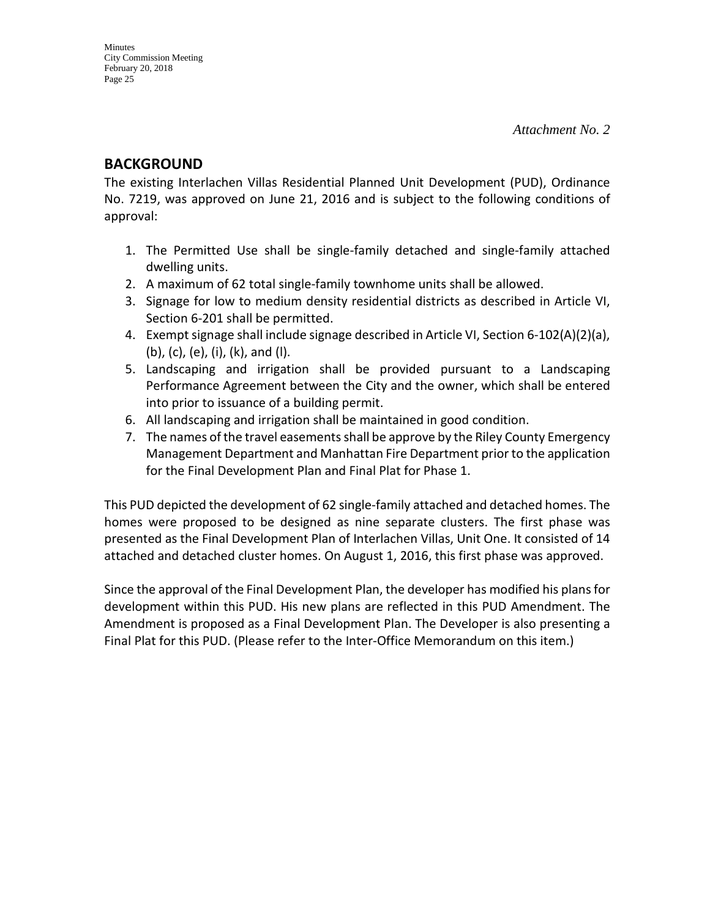*Attachment No. 2*

## BACKGROUND

The existing Interlachen Villas Residential Planned Unit Development (PUD), Ordinance No. 7219, was approved on June 21, 2016 and is subject to the following conditions of approval:

1. The Permitted Use shall be single-family detached and single-family attached dwelling units.
2. A maximum of 62 total single-family townhome units shall be allowed.
3. Signage for low to medium density residential districts as described in Article VI, Section 6-201 shall be permitted.
4. Exempt signage shall include signage described in Article VI, Section 6-102(A)(2)(a), (b), (c), (e), (i), (k), and (l).
5. Landscaping and irrigation shall be provided pursuant to a Landscaping Performance Agreement between the City and the owner, which shall be entered into prior to issuance of a building permit.
6. All landscaping and irrigation shall be maintained in good condition.
7. The names of the travel easements shall be approve by the Riley County Emergency Management Department and Manhattan Fire Department prior to the application for the Final Development Plan and Final Plat for Phase 1.

This PUD depicted the development of 62 single-family attached and detached homes. The homes were proposed to be designed as nine separate clusters. The first phase was presented as the Final Development Plan of Interlachen Villas, Unit One. It consisted of 14 attached and detached cluster homes. On August 1, 2016, this first phase was approved.

Since the approval of the Final Development Plan, the developer has modified his plans for development within this PUD. His new plans are reflected in this PUD Amendment. The Amendment is proposed as a Final Development Plan. The Developer is also presenting a Final Plat for this PUD. (Please refer to the Inter-Office Memorandum on this item.)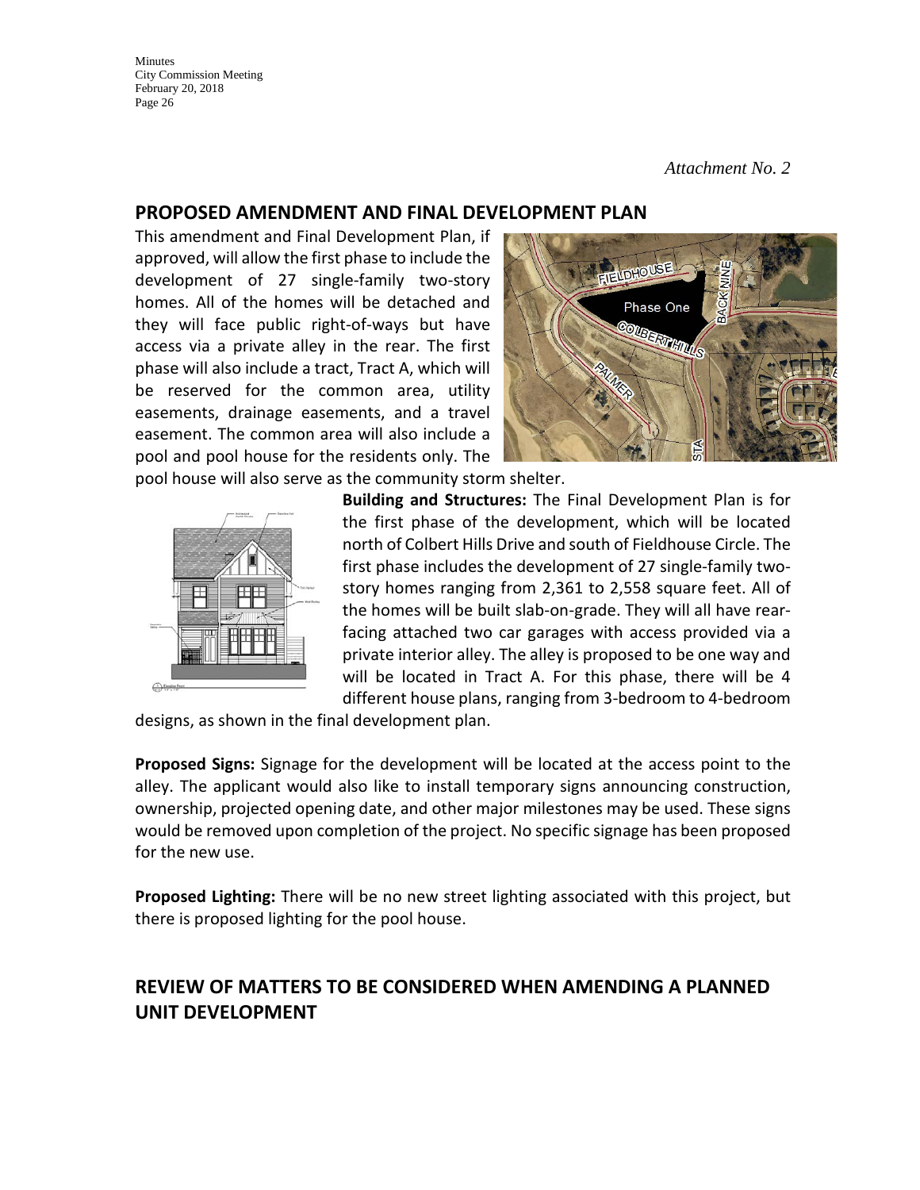*Attachment No. 2*

## PROPOSED AMENDMENT AND FINAL DEVELOPMENT PLAN

This amendment and Final Development Plan, if approved, will allow the first phase to include the development of 27 single-family two-story homes. All of the homes will be detached and they will face public right-of-ways but have access via a private alley in the rear. The first phase will also include a tract, Tract A, which will be reserved for the common area, utility easements, drainage easements, and a travel easement. The common area will also include a pool and pool house for the residents only. The pool house will also serve as the community storm shelter.

**Building and Structures:** The Final Development Plan is for the first phase of the development, which will be located north of Colbert Hills Drive and south of Fieldhouse Circle. The first phase includes the development of 27 single-family two-story homes ranging from 2,361 to 2,558 square feet. All of the homes will be built slab-on-grade. They will all have rear-facing attached two car garages with access provided via a private interior alley. The alley is proposed to be one way and will be located in Tract A. For this phase, there will be 4 different house plans, ranging from 3-bedroom to 4-bedroom designs, as shown in the final development plan.

**Proposed Signs:** Signage for the development will be located at the access point to the alley. The applicant would also like to install temporary signs announcing construction, ownership, projected opening date, and other major milestones may be used. These signs would be removed upon completion of the project. No specific signage has been proposed for the new use.

**Proposed Lighting:** There will be no new street lighting associated with this project, but there is proposed lighting for the pool house.

## REVIEW OF MATTERS TO BE CONSIDERED WHEN AMENDING A PLANNED UNIT DEVELOPMENT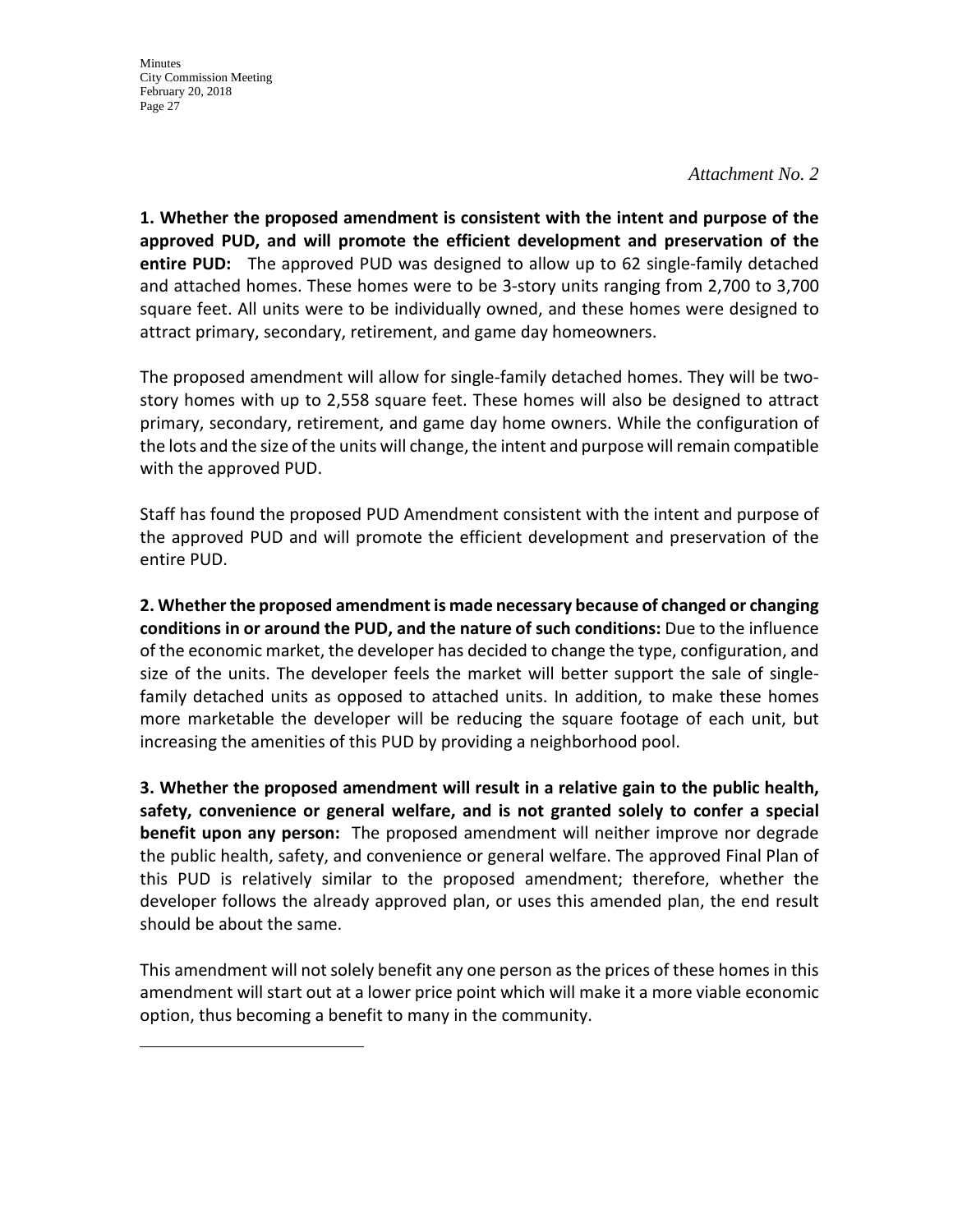*Attachment No. 2*

**1. Whether the proposed amendment is consistent with the intent and purpose of the approved PUD, and will promote the efficient development and preservation of the entire PUD:** The approved PUD was designed to allow up to 62 single-family detached and attached homes. These homes were to be 3-story units ranging from 2,700 to 3,700 square feet. All units were to be individually owned, and these homes were designed to attract primary, secondary, retirement, and game day homeowners.

The proposed amendment will allow for single-family detached homes. They will be two-story homes with up to 2,558 square feet. These homes will also be designed to attract primary, secondary, retirement, and game day home owners. While the configuration of the lots and the size of the units will change, the intent and purpose will remain compatible with the approved PUD.

Staff has found the proposed PUD Amendment consistent with the intent and purpose of the approved PUD and will promote the efficient development and preservation of the entire PUD.

**2. Whether the proposed amendment is made necessary because of changed or changing conditions in or around the PUD, and the nature of such conditions:** Due to the influence of the economic market, the developer has decided to change the type, configuration, and size of the units. The developer feels the market will better support the sale of single-family detached units as opposed to attached units. In addition, to make these homes more marketable the developer will be reducing the square footage of each unit, but increasing the amenities of this PUD by providing a neighborhood pool.

**3. Whether the proposed amendment will result in a relative gain to the public health, safety, convenience or general welfare, and is not granted solely to confer a special benefit upon any person:** The proposed amendment will neither improve nor degrade the public health, safety, and convenience or general welfare. The approved Final Plan of this PUD is relatively similar to the proposed amendment; therefore, whether the developer follows the already approved plan, or uses this amended plan, the end result should be about the same.

This amendment will not solely benefit any one person as the prices of these homes in this amendment will start out at a lower price point which will make it a more viable economic option, thus becoming a benefit to many in the community.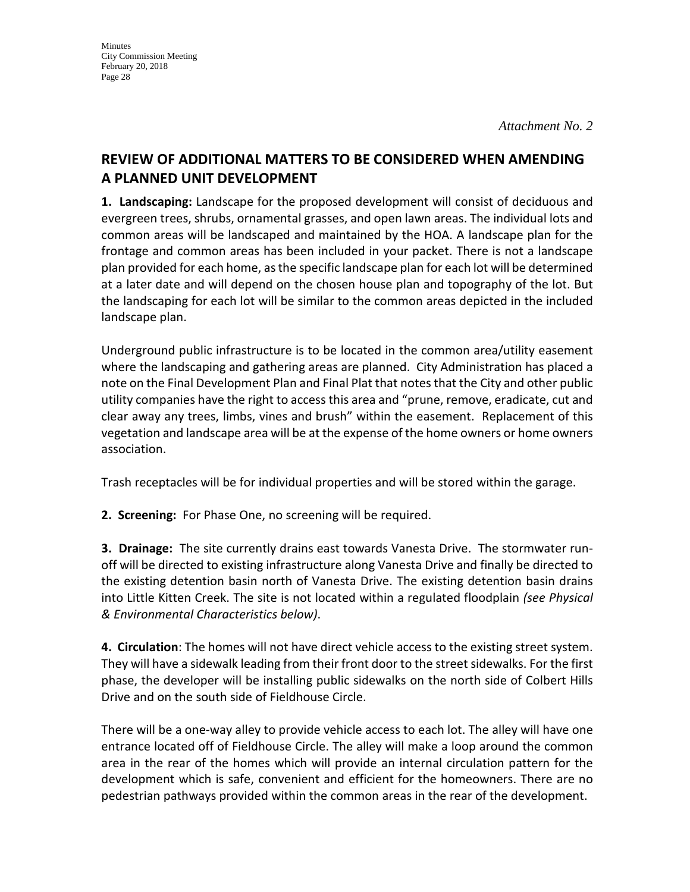*Attachment No. 2*

## REVIEW OF ADDITIONAL MATTERS TO BE CONSIDERED WHEN AMENDING A PLANNED UNIT DEVELOPMENT

**1. Landscaping:** Landscape for the proposed development will consist of deciduous and evergreen trees, shrubs, ornamental grasses, and open lawn areas. The individual lots and common areas will be landscaped and maintained by the HOA. A landscape plan for the frontage and common areas has been included in your packet. There is not a landscape plan provided for each home, as the specific landscape plan for each lot will be determined at a later date and will depend on the chosen house plan and topography of the lot. But the landscaping for each lot will be similar to the common areas depicted in the included landscape plan.

Underground public infrastructure is to be located in the common area/utility easement where the landscaping and gathering areas are planned. City Administration has placed a note on the Final Development Plan and Final Plat that notes that the City and other public utility companies have the right to access this area and "prune, remove, eradicate, cut and clear away any trees, limbs, vines and brush" within the easement. Replacement of this vegetation and landscape area will be at the expense of the home owners or home owners association.

Trash receptacles will be for individual properties and will be stored within the garage.

**2. Screening:** For Phase One, no screening will be required.

**3. Drainage:** The site currently drains east towards Vanesta Drive. The stormwater run-off will be directed to existing infrastructure along Vanesta Drive and finally be directed to the existing detention basin north of Vanesta Drive. The existing detention basin drains into Little Kitten Creek. The site is not located within a regulated floodplain *(see Physical & Environmental Characteristics below)*.

**4. Circulation**: The homes will not have direct vehicle access to the existing street system. They will have a sidewalk leading from their front door to the street sidewalks. For the first phase, the developer will be installing public sidewalks on the north side of Colbert Hills Drive and on the south side of Fieldhouse Circle.

There will be a one-way alley to provide vehicle access to each lot. The alley will have one entrance located off of Fieldhouse Circle. The alley will make a loop around the common area in the rear of the homes which will provide an internal circulation pattern for the development which is safe, convenient and efficient for the homeowners. There are no pedestrian pathways provided within the common areas in the rear of the development.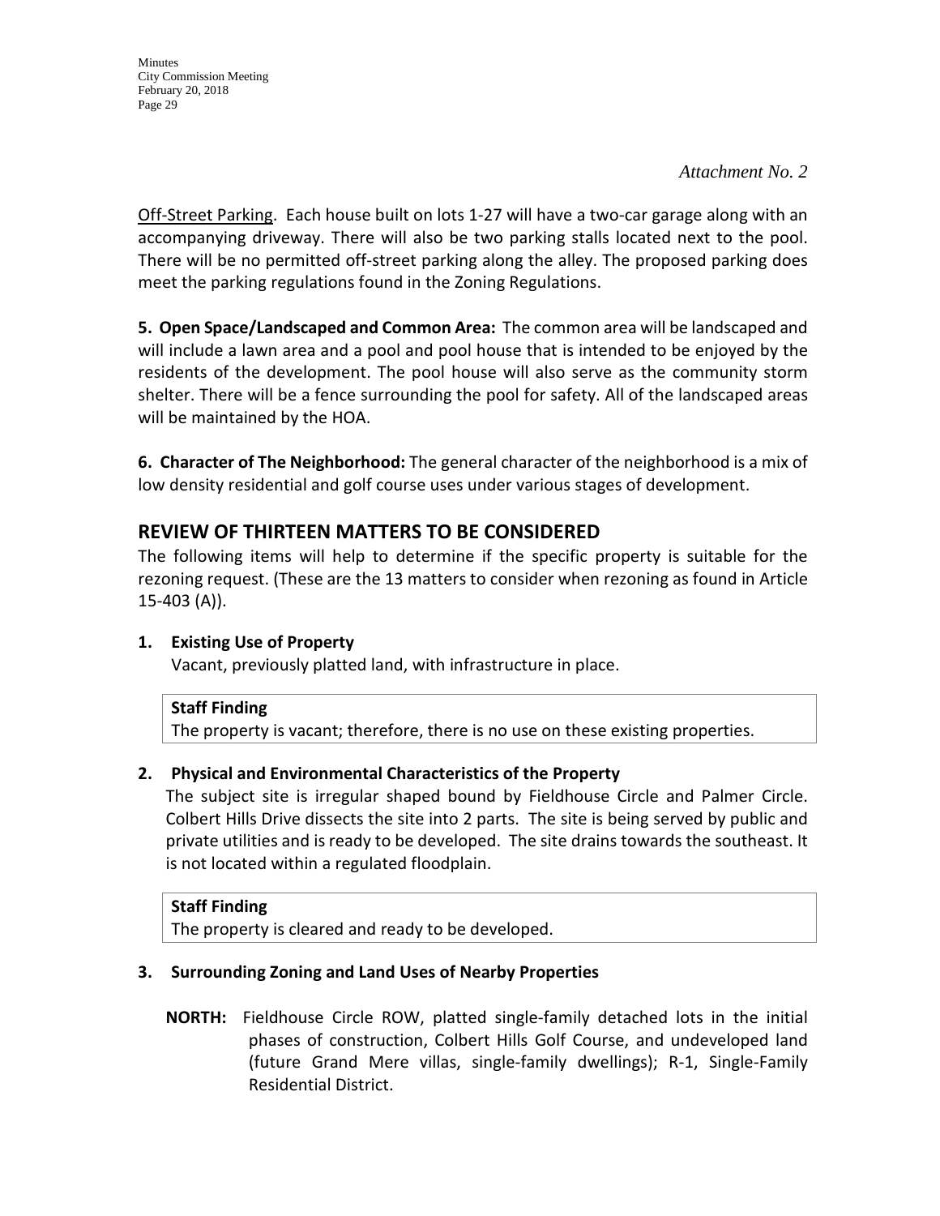*Attachment No. 2*

Off-Street Parking. Each house built on lots 1-27 will have a two-car garage along with an accompanying driveway. There will also be two parking stalls located next to the pool. There will be no permitted off-street parking along the alley. The proposed parking does meet the parking regulations found in the Zoning Regulations.

**5. Open Space/Landscaped and Common Area:** The common area will be landscaped and will include a lawn area and a pool and pool house that is intended to be enjoyed by the residents of the development. The pool house will also serve as the community storm shelter. There will be a fence surrounding the pool for safety. All of the landscaped areas will be maintained by the HOA.

**6. Character of The Neighborhood:** The general character of the neighborhood is a mix of low density residential and golf course uses under various stages of development.

## REVIEW OF THIRTEEN MATTERS TO BE CONSIDERED

The following items will help to determine if the specific property is suitable for the rezoning request. (These are the 13 matters to consider when rezoning as found in Article 15-403 (A)).

**1. Existing Use of Property**

Vacant, previously platted land, with infrastructure in place.

**Staff Finding**
The property is vacant; therefore, there is no use on these existing properties.

**2. Physical and Environmental Characteristics of the Property**

The subject site is irregular shaped bound by Fieldhouse Circle and Palmer Circle. Colbert Hills Drive dissects the site into 2 parts. The site is being served by public and private utilities and is ready to be developed. The site drains towards the southeast. It is not located within a regulated floodplain.

**Staff Finding**
The property is cleared and ready to be developed.

**3. Surrounding Zoning and Land Uses of Nearby Properties**

**NORTH:** Fieldhouse Circle ROW, platted single-family detached lots in the initial phases of construction, Colbert Hills Golf Course, and undeveloped land (future Grand Mere villas, single-family dwellings); R-1, Single-Family Residential District.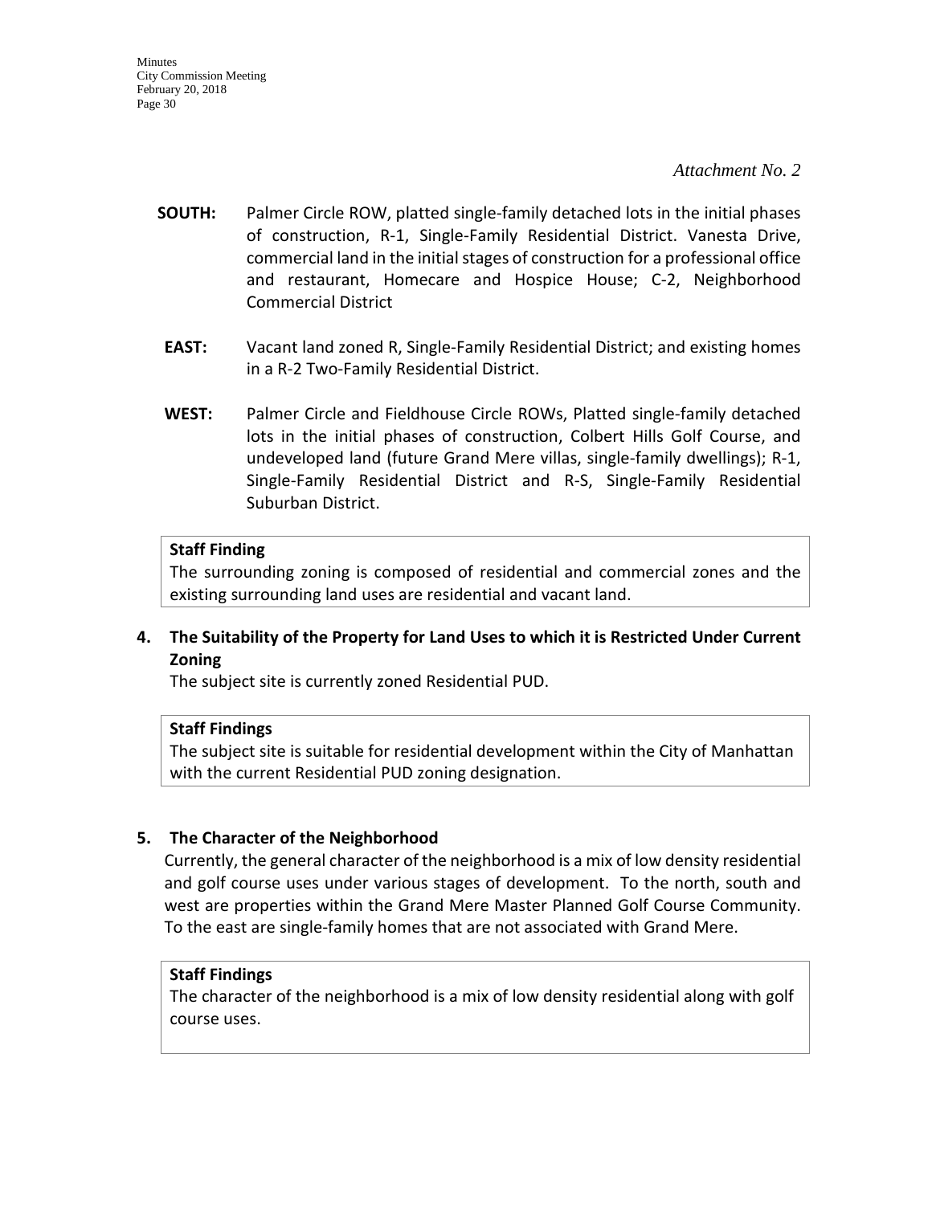*Attachment No. 2*

**SOUTH:** Palmer Circle ROW, platted single-family detached lots in the initial phases of construction, R-1, Single-Family Residential District. Vanesta Drive, commercial land in the initial stages of construction for a professional office and restaurant, Homecare and Hospice House; C-2, Neighborhood Commercial District

**EAST:** Vacant land zoned R, Single-Family Residential District; and existing homes in a R-2 Two-Family Residential District.

**WEST:** Palmer Circle and Fieldhouse Circle ROWs, Platted single-family detached lots in the initial phases of construction, Colbert Hills Golf Course, and undeveloped land (future Grand Mere villas, single-family dwellings); R-1, Single-Family Residential District and R-S, Single-Family Residential Suburban District.

**Staff Finding**

The surrounding zoning is composed of residential and commercial zones and the existing surrounding land uses are residential and vacant land.

**4. The Suitability of the Property for Land Uses to which it is Restricted Under Current Zoning**

The subject site is currently zoned Residential PUD.

**Staff Findings**

The subject site is suitable for residential development within the City of Manhattan with the current Residential PUD zoning designation.

**5. The Character of the Neighborhood**

Currently, the general character of the neighborhood is a mix of low density residential and golf course uses under various stages of development. To the north, south and west are properties within the Grand Mere Master Planned Golf Course Community. To the east are single-family homes that are not associated with Grand Mere.

**Staff Findings**

The character of the neighborhood is a mix of low density residential along with golf course uses.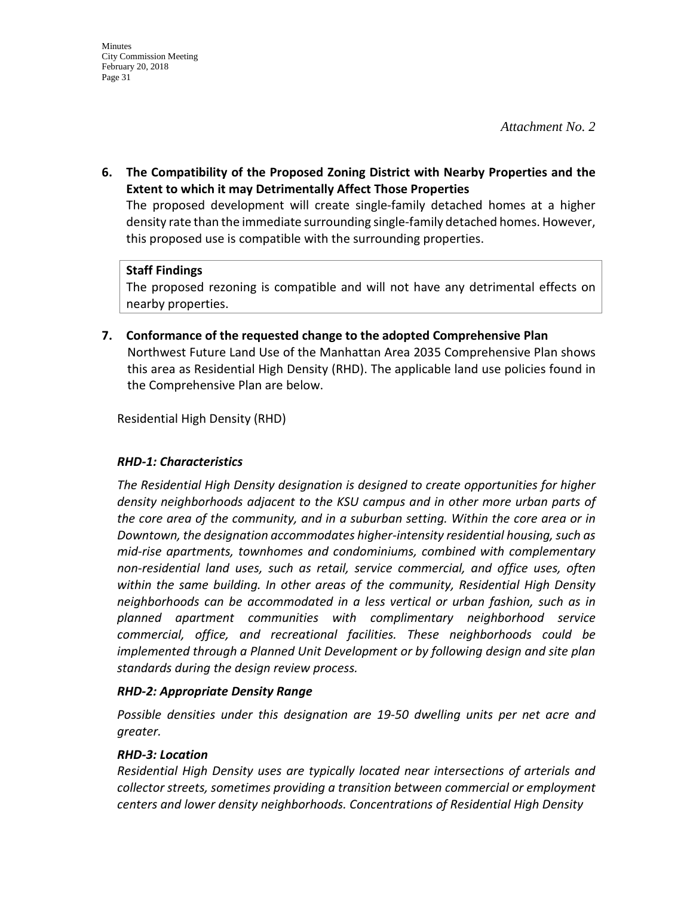*Attachment No. 2*

**6. The Compatibility of the Proposed Zoning District with Nearby Properties and the Extent to which it may Detrimentally Affect Those Properties**

The proposed development will create single-family detached homes at a higher density rate than the immediate surrounding single-family detached homes. However, this proposed use is compatible with the surrounding properties.

**Staff Findings**

The proposed rezoning is compatible and will not have any detrimental effects on nearby properties.

**7. Conformance of the requested change to the adopted Comprehensive Plan**

Northwest Future Land Use of the Manhattan Area 2035 Comprehensive Plan shows this area as Residential High Density (RHD). The applicable land use policies found in the Comprehensive Plan are below.

Residential High Density (RHD)

***RHD-1: Characteristics***

*The Residential High Density designation is designed to create opportunities for higher density neighborhoods adjacent to the KSU campus and in other more urban parts of the core area of the community, and in a suburban setting. Within the core area or in Downtown, the designation accommodates higher-intensity residential housing, such as mid-rise apartments, townhomes and condominiums, combined with complementary non-residential land uses, such as retail, service commercial, and office uses, often within the same building. In other areas of the community, Residential High Density neighborhoods can be accommodated in a less vertical or urban fashion, such as in planned apartment communities with complimentary neighborhood service commercial, office, and recreational facilities. These neighborhoods could be implemented through a Planned Unit Development or by following design and site plan standards during the design review process.*

***RHD-2: Appropriate Density Range***

*Possible densities under this designation are 19-50 dwelling units per net acre and greater.*

***RHD-3: Location***

*Residential High Density uses are typically located near intersections of arterials and collector streets, sometimes providing a transition between commercial or employment centers and lower density neighborhoods. Concentrations of Residential High Density*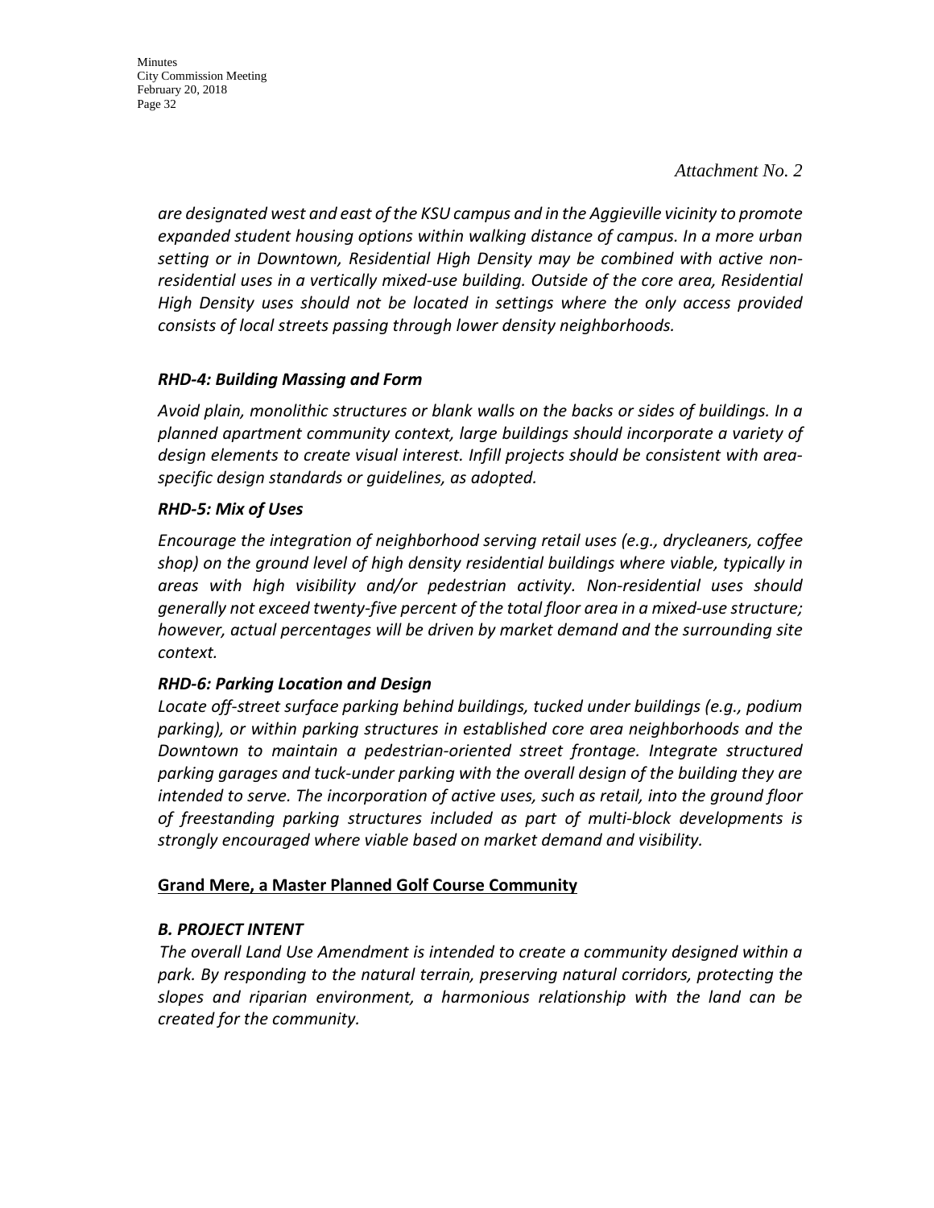*Attachment No. 2*

*are designated west and east of the KSU campus and in the Aggieville vicinity to promote expanded student housing options within walking distance of campus. In a more urban setting or in Downtown, Residential High Density may be combined with active non-residential uses in a vertically mixed-use building. Outside of the core area, Residential High Density uses should not be located in settings where the only access provided consists of local streets passing through lower density neighborhoods.*

***RHD-4: Building Massing and Form***

*Avoid plain, monolithic structures or blank walls on the backs or sides of buildings. In a planned apartment community context, large buildings should incorporate a variety of design elements to create visual interest. Infill projects should be consistent with area-specific design standards or guidelines, as adopted.*

***RHD-5: Mix of Uses***

*Encourage the integration of neighborhood serving retail uses (e.g., drycleaners, coffee shop) on the ground level of high density residential buildings where viable, typically in areas with high visibility and/or pedestrian activity. Non-residential uses should generally not exceed twenty-five percent of the total floor area in a mixed-use structure; however, actual percentages will be driven by market demand and the surrounding site context.*

***RHD-6: Parking Location and Design***

*Locate off-street surface parking behind buildings, tucked under buildings (e.g., podium parking), or within parking structures in established core area neighborhoods and the Downtown to maintain a pedestrian-oriented street frontage. Integrate structured parking garages and tuck-under parking with the overall design of the building they are intended to serve. The incorporation of active uses, such as retail, into the ground floor of freestanding parking structures included as part of multi-block developments is strongly encouraged where viable based on market demand and visibility.*

**<u>Grand Mere, a Master Planned Golf Course Community</u>**

***B. PROJECT INTENT***

*The overall Land Use Amendment is intended to create a community designed within a park. By responding to the natural terrain, preserving natural corridors, protecting the slopes and riparian environment, a harmonious relationship with the land can be created for the community.*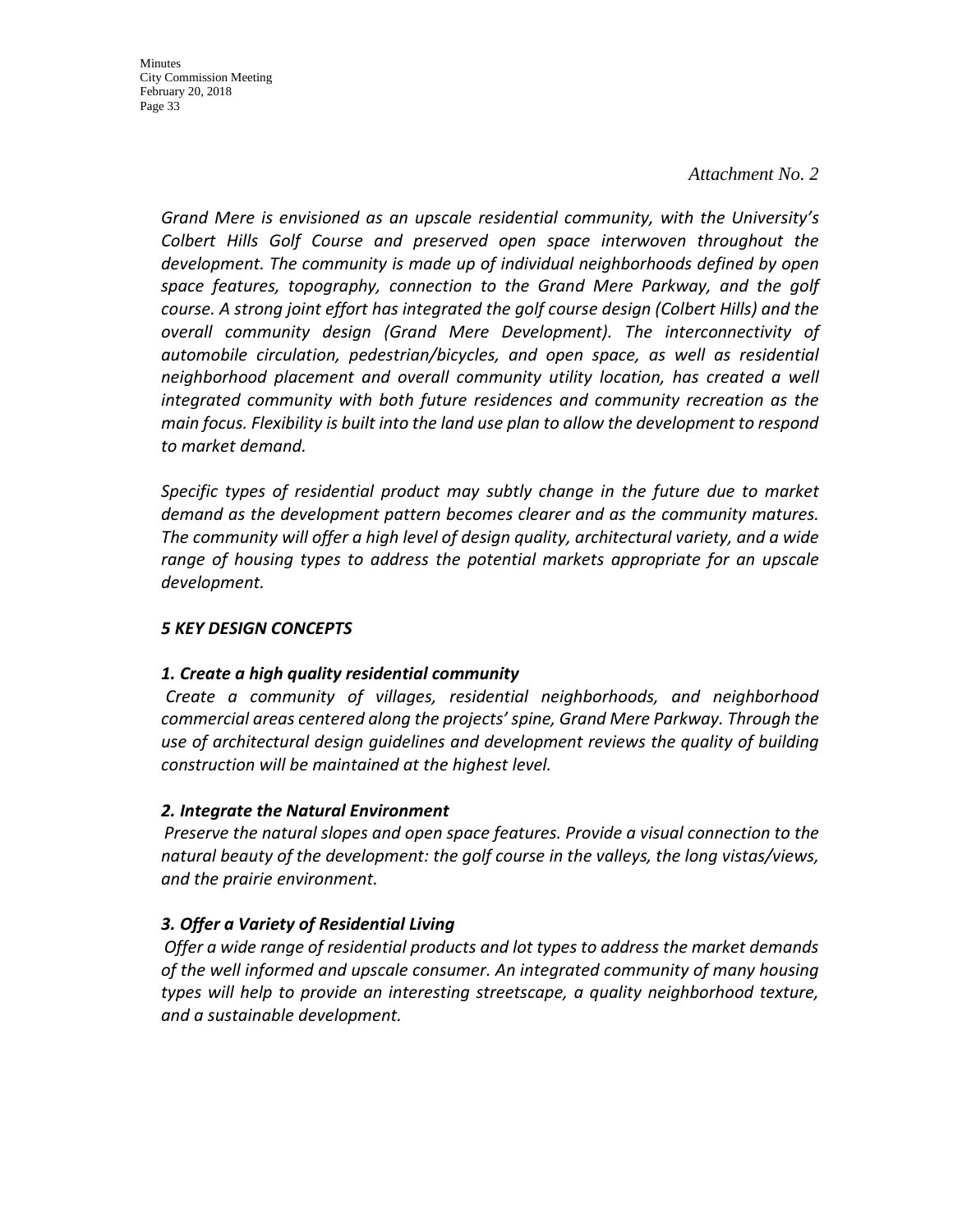*Attachment No. 2*

*Grand Mere is envisioned as an upscale residential community, with the University's Colbert Hills Golf Course and preserved open space interwoven throughout the development. The community is made up of individual neighborhoods defined by open space features, topography, connection to the Grand Mere Parkway, and the golf course. A strong joint effort has integrated the golf course design (Colbert Hills) and the overall community design (Grand Mere Development). The interconnectivity of automobile circulation, pedestrian/bicycles, and open space, as well as residential neighborhood placement and overall community utility location, has created a well integrated community with both future residences and community recreation as the main focus. Flexibility is built into the land use plan to allow the development to respond to market demand.*

*Specific types of residential product may subtly change in the future due to market demand as the development pattern becomes clearer and as the community matures. The community will offer a high level of design quality, architectural variety, and a wide range of housing types to address the potential markets appropriate for an upscale development.*

***5 KEY DESIGN CONCEPTS***

***1. Create a high quality residential community***

*Create a community of villages, residential neighborhoods, and neighborhood commercial areas centered along the projects' spine, Grand Mere Parkway. Through the use of architectural design guidelines and development reviews the quality of building construction will be maintained at the highest level.*

***2. Integrate the Natural Environment***

*Preserve the natural slopes and open space features. Provide a visual connection to the natural beauty of the development: the golf course in the valleys, the long vistas/views, and the prairie environment.*

***3. Offer a Variety of Residential Living***

*Offer a wide range of residential products and lot types to address the market demands of the well informed and upscale consumer. An integrated community of many housing types will help to provide an interesting streetscape, a quality neighborhood texture, and a sustainable development.*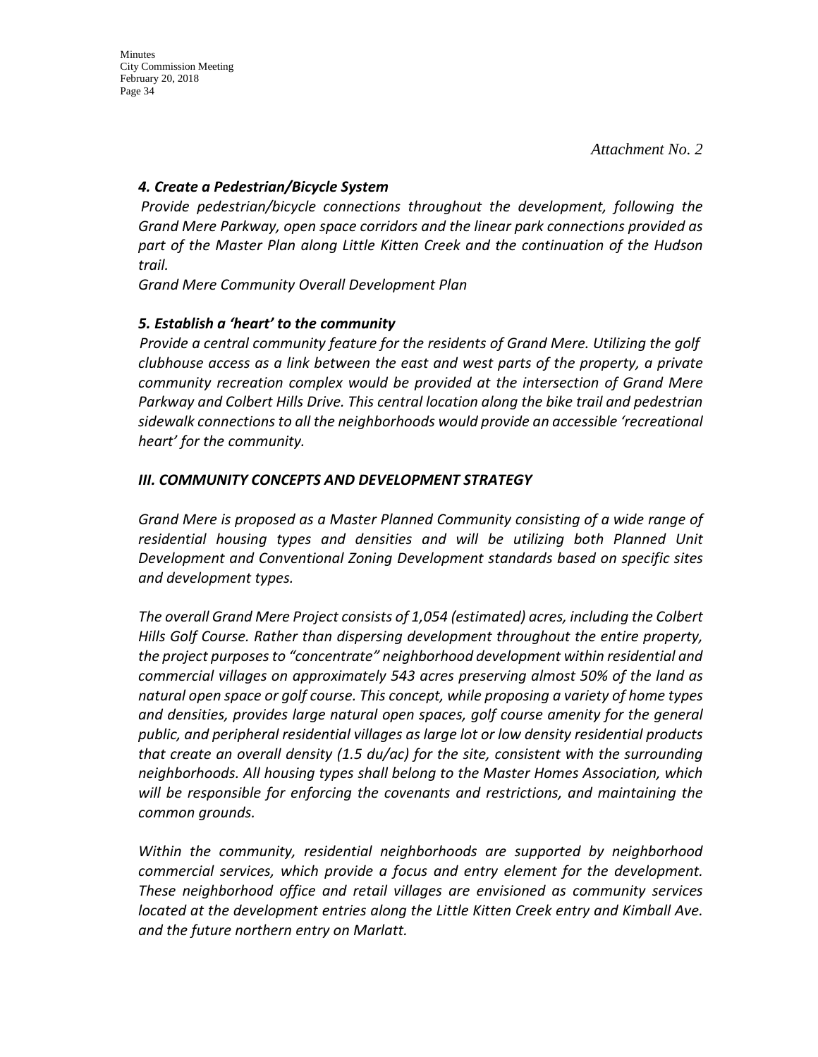*Attachment No. 2*

### *4. Create a Pedestrian/Bicycle System*

*Provide pedestrian/bicycle connections throughout the development, following the Grand Mere Parkway, open space corridors and the linear park connections provided as part of the Master Plan along Little Kitten Creek and the continuation of the Hudson trail.*

*Grand Mere Community Overall Development Plan*

### *5. Establish a 'heart' to the community*

*Provide a central community feature for the residents of Grand Mere. Utilizing the golf clubhouse access as a link between the east and west parts of the property, a private community recreation complex would be provided at the intersection of Grand Mere Parkway and Colbert Hills Drive. This central location along the bike trail and pedestrian sidewalk connections to all the neighborhoods would provide an accessible 'recreational heart' for the community.*

## *III. COMMUNITY CONCEPTS AND DEVELOPMENT STRATEGY*

*Grand Mere is proposed as a Master Planned Community consisting of a wide range of residential housing types and densities and will be utilizing both Planned Unit Development and Conventional Zoning Development standards based on specific sites and development types.*

*The overall Grand Mere Project consists of 1,054 (estimated) acres, including the Colbert Hills Golf Course. Rather than dispersing development throughout the entire property, the project purposes to "concentrate" neighborhood development within residential and commercial villages on approximately 543 acres preserving almost 50% of the land as natural open space or golf course. This concept, while proposing a variety of home types and densities, provides large natural open spaces, golf course amenity for the general public, and peripheral residential villages as large lot or low density residential products that create an overall density (1.5 du/ac) for the site, consistent with the surrounding neighborhoods. All housing types shall belong to the Master Homes Association, which will be responsible for enforcing the covenants and restrictions, and maintaining the common grounds.*

*Within the community, residential neighborhoods are supported by neighborhood commercial services, which provide a focus and entry element for the development. These neighborhood office and retail villages are envisioned as community services located at the development entries along the Little Kitten Creek entry and Kimball Ave. and the future northern entry on Marlatt.*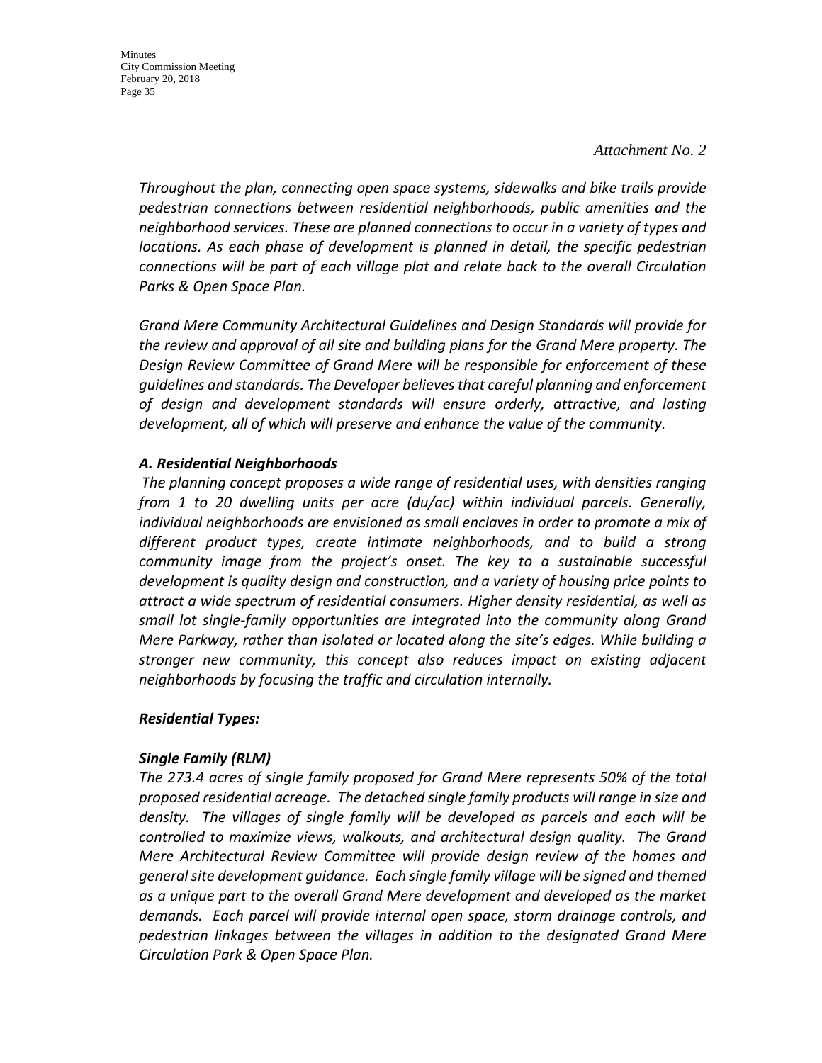*Attachment No. 2*

*Throughout the plan, connecting open space systems, sidewalks and bike trails provide pedestrian connections between residential neighborhoods, public amenities and the neighborhood services. These are planned connections to occur in a variety of types and locations. As each phase of development is planned in detail, the specific pedestrian connections will be part of each village plat and relate back to the overall Circulation Parks & Open Space Plan.*

*Grand Mere Community Architectural Guidelines and Design Standards will provide for the review and approval of all site and building plans for the Grand Mere property. The Design Review Committee of Grand Mere will be responsible for enforcement of these guidelines and standards. The Developer believes that careful planning and enforcement of design and development standards will ensure orderly, attractive, and lasting development, all of which will preserve and enhance the value of the community.*

***A. Residential Neighborhoods***

*The planning concept proposes a wide range of residential uses, with densities ranging from 1 to 20 dwelling units per acre (du/ac) within individual parcels. Generally, individual neighborhoods are envisioned as small enclaves in order to promote a mix of different product types, create intimate neighborhoods, and to build a strong community image from the project's onset. The key to a sustainable successful development is quality design and construction, and a variety of housing price points to attract a wide spectrum of residential consumers. Higher density residential, as well as small lot single-family opportunities are integrated into the community along Grand Mere Parkway, rather than isolated or located along the site's edges. While building a stronger new community, this concept also reduces impact on existing adjacent neighborhoods by focusing the traffic and circulation internally.*

***Residential Types:***

***Single Family (RLM)***

*The 273.4 acres of single family proposed for Grand Mere represents 50% of the total proposed residential acreage. The detached single family products will range in size and density. The villages of single family will be developed as parcels and each will be controlled to maximize views, walkouts, and architectural design quality. The Grand Mere Architectural Review Committee will provide design review of the homes and general site development guidance. Each single family village will be signed and themed as a unique part to the overall Grand Mere development and developed as the market demands. Each parcel will provide internal open space, storm drainage controls, and pedestrian linkages between the villages in addition to the designated Grand Mere Circulation Park & Open Space Plan.*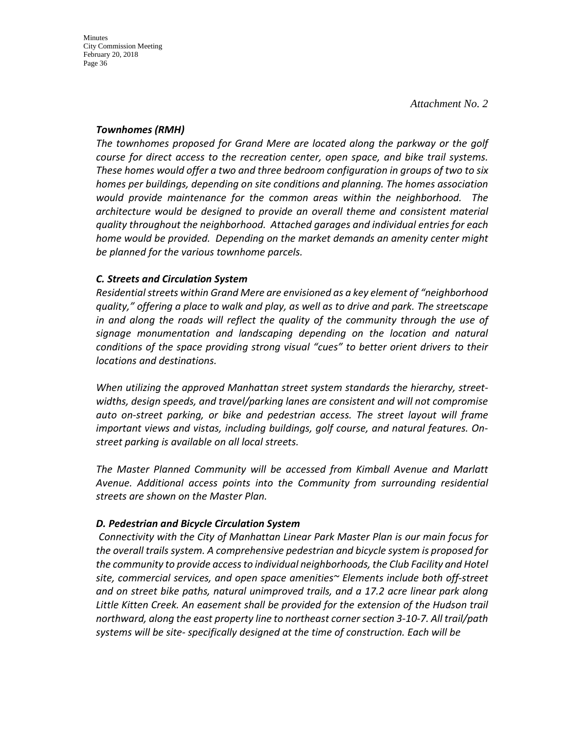*Attachment No. 2*

### ***Townhomes (RMH)***

*The townhomes proposed for Grand Mere are located along the parkway or the golf course for direct access to the recreation center, open space, and bike trail systems. These homes would offer a two and three bedroom configuration in groups of two to six homes per buildings, depending on site conditions and planning. The homes association would provide maintenance for the common areas within the neighborhood. The architecture would be designed to provide an overall theme and consistent material quality throughout the neighborhood. Attached garages and individual entries for each home would be provided. Depending on the market demands an amenity center might be planned for the various townhome parcels.*

### ***C. Streets and Circulation System***

*Residential streets within Grand Mere are envisioned as a key element of "neighborhood quality," offering a place to walk and play, as well as to drive and park. The streetscape in and along the roads will reflect the quality of the community through the use of signage monumentation and landscaping depending on the location and natural conditions of the space providing strong visual "cues" to better orient drivers to their locations and destinations.*

*When utilizing the approved Manhattan street system standards the hierarchy, street-widths, design speeds, and travel/parking lanes are consistent and will not compromise auto on-street parking, or bike and pedestrian access. The street layout will frame important views and vistas, including buildings, golf course, and natural features. On-street parking is available on all local streets.*

*The Master Planned Community will be accessed from Kimball Avenue and Marlatt Avenue. Additional access points into the Community from surrounding residential streets are shown on the Master Plan.*

### ***D. Pedestrian and Bicycle Circulation System***

*Connectivity with the City of Manhattan Linear Park Master Plan is our main focus for the overall trails system. A comprehensive pedestrian and bicycle system is proposed for the community to provide access to individual neighborhoods, the Club Facility and Hotel site, commercial services, and open space amenities~ Elements include both off-street and on street bike paths, natural unimproved trails, and a 17.2 acre linear park along Little Kitten Creek. An easement shall be provided for the extension of the Hudson trail northward, along the east property line to northeast corner section 3-10-7. All trail/path systems will be site- specifically designed at the time of construction. Each will be*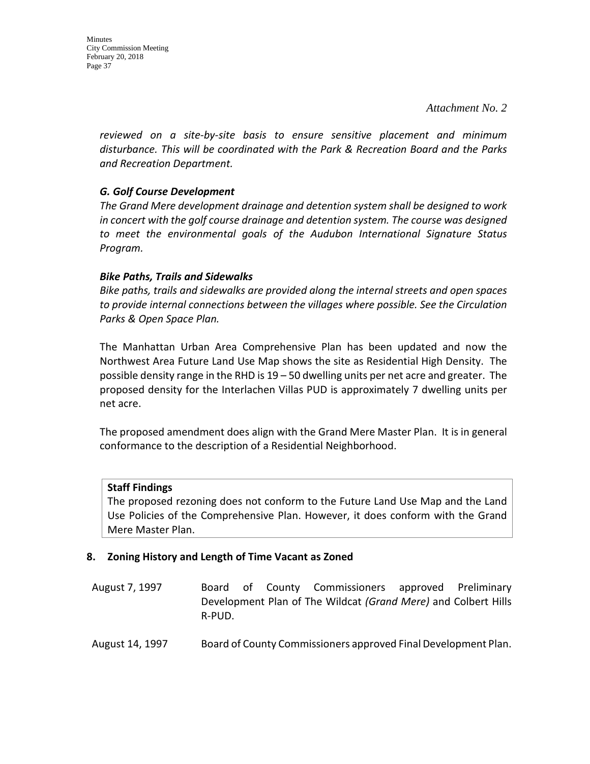*Attachment No. 2*

*reviewed on a site-by-site basis to ensure sensitive placement and minimum disturbance. This will be coordinated with the Park & Recreation Board and the Parks and Recreation Department.*

***G. Golf Course Development***

*The Grand Mere development drainage and detention system shall be designed to work in concert with the golf course drainage and detention system. The course was designed to meet the environmental goals of the Audubon International Signature Status Program.*

***Bike Paths, Trails and Sidewalks***

*Bike paths, trails and sidewalks are provided along the internal streets and open spaces to provide internal connections between the villages where possible. See the Circulation Parks & Open Space Plan.*

The Manhattan Urban Area Comprehensive Plan has been updated and now the Northwest Area Future Land Use Map shows the site as Residential High Density. The possible density range in the RHD is 19 – 50 dwelling units per net acre and greater. The proposed density for the Interlachen Villas PUD is approximately 7 dwelling units per net acre.

The proposed amendment does align with the Grand Mere Master Plan. It is in general conformance to the description of a Residential Neighborhood.

**Staff Findings**

The proposed rezoning does not conform to the Future Land Use Map and the Land Use Policies of the Comprehensive Plan. However, it does conform with the Grand Mere Master Plan.

## 8. Zoning History and Length of Time Vacant as Zoned

| | |
|---|---|
| August 7, 1997 | Board of County Commissioners approved Preliminary Development Plan of The Wildcat *(Grand Mere)* and Colbert Hills R-PUD. |
| August 14, 1997 | Board of County Commissioners approved Final Development Plan. |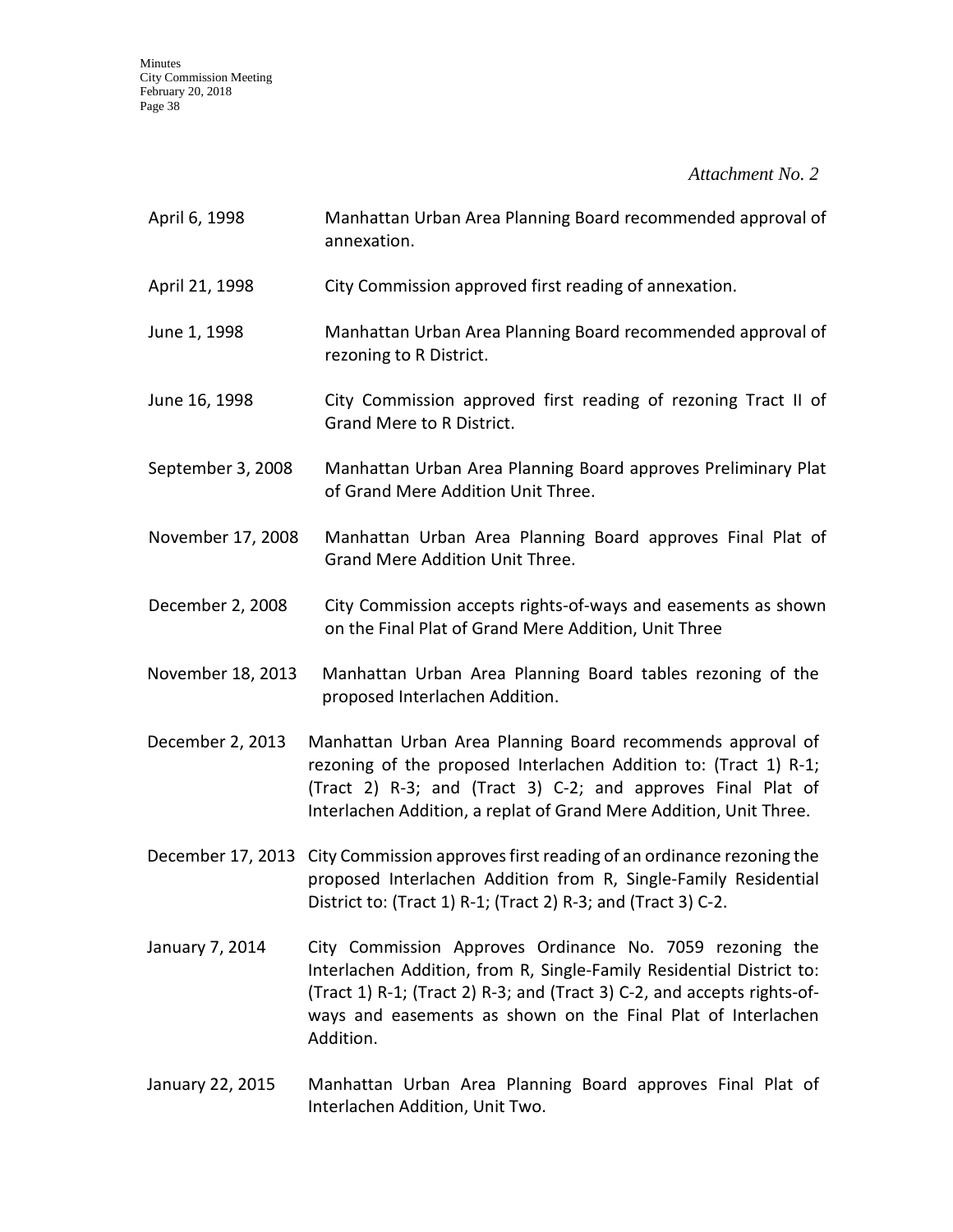*Attachment No. 2*

| | |
|---|---|
| April 6, 1998 | Manhattan Urban Area Planning Board recommended approval of annexation. |
| April 21, 1998 | City Commission approved first reading of annexation. |
| June 1, 1998 | Manhattan Urban Area Planning Board recommended approval of rezoning to R District. |
| June 16, 1998 | City Commission approved first reading of rezoning Tract II of Grand Mere to R District. |
| September 3, 2008 | Manhattan Urban Area Planning Board approves Preliminary Plat of Grand Mere Addition Unit Three. |
| November 17, 2008 | Manhattan Urban Area Planning Board approves Final Plat of Grand Mere Addition Unit Three. |
| December 2, 2008 | City Commission accepts rights-of-ways and easements as shown on the Final Plat of Grand Mere Addition, Unit Three |
| November 18, 2013 | Manhattan Urban Area Planning Board tables rezoning of the proposed Interlachen Addition. |
| December 2, 2013 | Manhattan Urban Area Planning Board recommends approval of rezoning of the proposed Interlachen Addition to: (Tract 1) R-1; (Tract 2) R-3; and (Tract 3) C-2; and approves Final Plat of Interlachen Addition, a replat of Grand Mere Addition, Unit Three. |
| December 17, 2013 | City Commission approves first reading of an ordinance rezoning the proposed Interlachen Addition from R, Single-Family Residential District to: (Tract 1) R-1; (Tract 2) R-3; and (Tract 3) C-2. |
| January 7, 2014 | City Commission Approves Ordinance No. 7059 rezoning the Interlachen Addition, from R, Single-Family Residential District to: (Tract 1) R-1; (Tract 2) R-3; and (Tract 3) C-2, and accepts rights-of-ways and easements as shown on the Final Plat of Interlachen Addition. |
| January 22, 2015 | Manhattan Urban Area Planning Board approves Final Plat of Interlachen Addition, Unit Two. |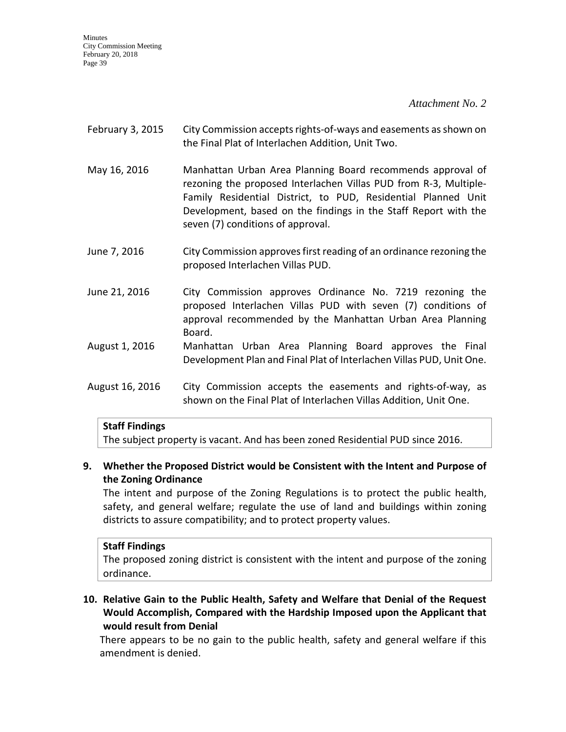*Attachment No. 2*

| | |
|---|---|
| February 3, 2015 | City Commission accepts rights-of-ways and easements as shown on the Final Plat of Interlachen Addition, Unit Two. |
| May 16, 2016 | Manhattan Urban Area Planning Board recommends approval of rezoning the proposed Interlachen Villas PUD from R-3, Multiple-Family Residential District, to PUD, Residential Planned Unit Development, based on the findings in the Staff Report with the seven (7) conditions of approval. |
| June 7, 2016 | City Commission approves first reading of an ordinance rezoning the proposed Interlachen Villas PUD. |
| June 21, 2016 | City Commission approves Ordinance No. 7219 rezoning the proposed Interlachen Villas PUD with seven (7) conditions of approval recommended by the Manhattan Urban Area Planning Board. |
| August 1, 2016 | Manhattan Urban Area Planning Board approves the Final Development Plan and Final Plat of Interlachen Villas PUD, Unit One. |
| August 16, 2016 | City Commission accepts the easements and rights-of-way, as shown on the Final Plat of Interlachen Villas Addition, Unit One. |

**Staff Findings**
The subject property is vacant. And has been zoned Residential PUD since 2016.

**9. Whether the Proposed District would be Consistent with the Intent and Purpose of the Zoning Ordinance**

The intent and purpose of the Zoning Regulations is to protect the public health, safety, and general welfare; regulate the use of land and buildings within zoning districts to assure compatibility; and to protect property values.

**Staff Findings**
The proposed zoning district is consistent with the intent and purpose of the zoning ordinance.

**10. Relative Gain to the Public Health, Safety and Welfare that Denial of the Request Would Accomplish, Compared with the Hardship Imposed upon the Applicant that would result from Denial**

There appears to be no gain to the public health, safety and general welfare if this amendment is denied.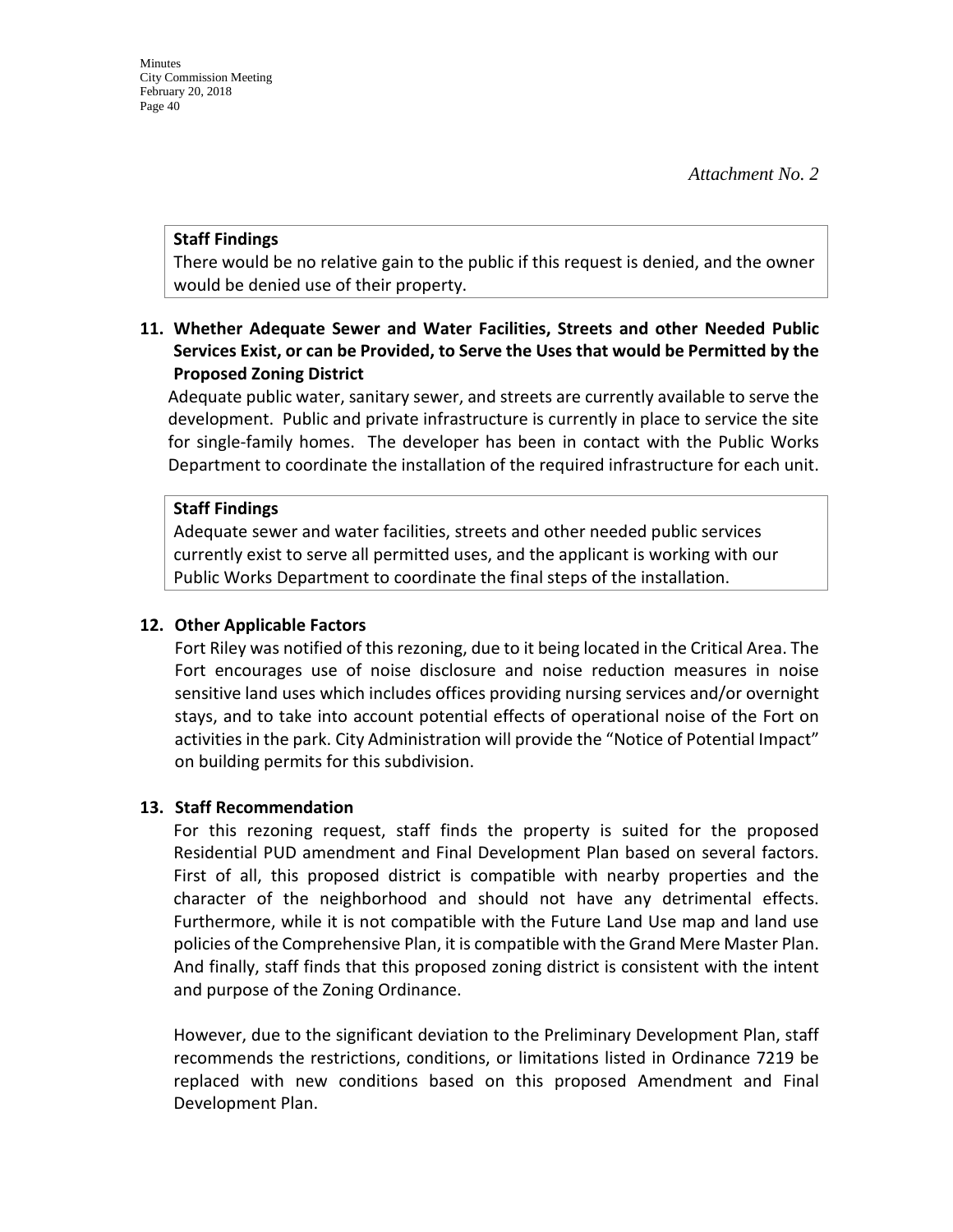*Attachment No. 2*

**Staff Findings**
There would be no relative gain to the public if this request is denied, and the owner would be denied use of their property.

**11. Whether Adequate Sewer and Water Facilities, Streets and other Needed Public Services Exist, or can be Provided, to Serve the Uses that would be Permitted by the Proposed Zoning District**

Adequate public water, sanitary sewer, and streets are currently available to serve the development. Public and private infrastructure is currently in place to service the site for single-family homes. The developer has been in contact with the Public Works Department to coordinate the installation of the required infrastructure for each unit.

**Staff Findings**
Adequate sewer and water facilities, streets and other needed public services currently exist to serve all permitted uses, and the applicant is working with our Public Works Department to coordinate the final steps of the installation.

**12. Other Applicable Factors**

Fort Riley was notified of this rezoning, due to it being located in the Critical Area. The Fort encourages use of noise disclosure and noise reduction measures in noise sensitive land uses which includes offices providing nursing services and/or overnight stays, and to take into account potential effects of operational noise of the Fort on activities in the park. City Administration will provide the "Notice of Potential Impact" on building permits for this subdivision.

**13. Staff Recommendation**

For this rezoning request, staff finds the property is suited for the proposed Residential PUD amendment and Final Development Plan based on several factors. First of all, this proposed district is compatible with nearby properties and the character of the neighborhood and should not have any detrimental effects. Furthermore, while it is not compatible with the Future Land Use map and land use policies of the Comprehensive Plan, it is compatible with the Grand Mere Master Plan. And finally, staff finds that this proposed zoning district is consistent with the intent and purpose of the Zoning Ordinance.

However, due to the significant deviation to the Preliminary Development Plan, staff recommends the restrictions, conditions, or limitations listed in Ordinance 7219 be replaced with new conditions based on this proposed Amendment and Final Development Plan.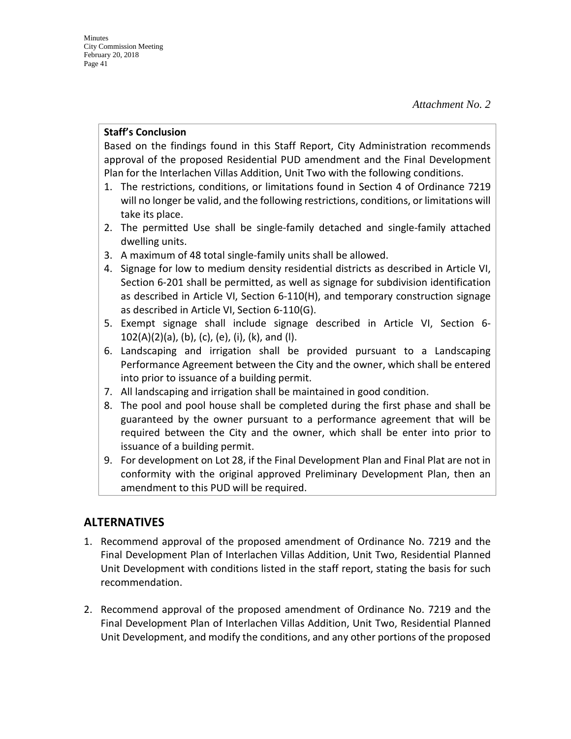*Attachment No. 2*

**Staff's Conclusion**

Based on the findings found in this Staff Report, City Administration recommends approval of the proposed Residential PUD amendment and the Final Development Plan for the Interlachen Villas Addition, Unit Two with the following conditions.

1. The restrictions, conditions, or limitations found in Section 4 of Ordinance 7219 will no longer be valid, and the following restrictions, conditions, or limitations will take its place.
2. The permitted Use shall be single-family detached and single-family attached dwelling units.
3. A maximum of 48 total single-family units shall be allowed.
4. Signage for low to medium density residential districts as described in Article VI, Section 6-201 shall be permitted, as well as signage for subdivision identification as described in Article VI, Section 6-110(H), and temporary construction signage as described in Article VI, Section 6-110(G).
5. Exempt signage shall include signage described in Article VI, Section 6-102(A)(2)(a), (b), (c), (e), (i), (k), and (l).
6. Landscaping and irrigation shall be provided pursuant to a Landscaping Performance Agreement between the City and the owner, which shall be entered into prior to issuance of a building permit.
7. All landscaping and irrigation shall be maintained in good condition.
8. The pool and pool house shall be completed during the first phase and shall be guaranteed by the owner pursuant to a performance agreement that will be required between the City and the owner, which shall be enter into prior to issuance of a building permit.
9. For development on Lot 28, if the Final Development Plan and Final Plat are not in conformity with the original approved Preliminary Development Plan, then an amendment to this PUD will be required.

## ALTERNATIVES

1. Recommend approval of the proposed amendment of Ordinance No. 7219 and the Final Development Plan of Interlachen Villas Addition, Unit Two, Residential Planned Unit Development with conditions listed in the staff report, stating the basis for such recommendation.

2. Recommend approval of the proposed amendment of Ordinance No. 7219 and the Final Development Plan of Interlachen Villas Addition, Unit Two, Residential Planned Unit Development, and modify the conditions, and any other portions of the proposed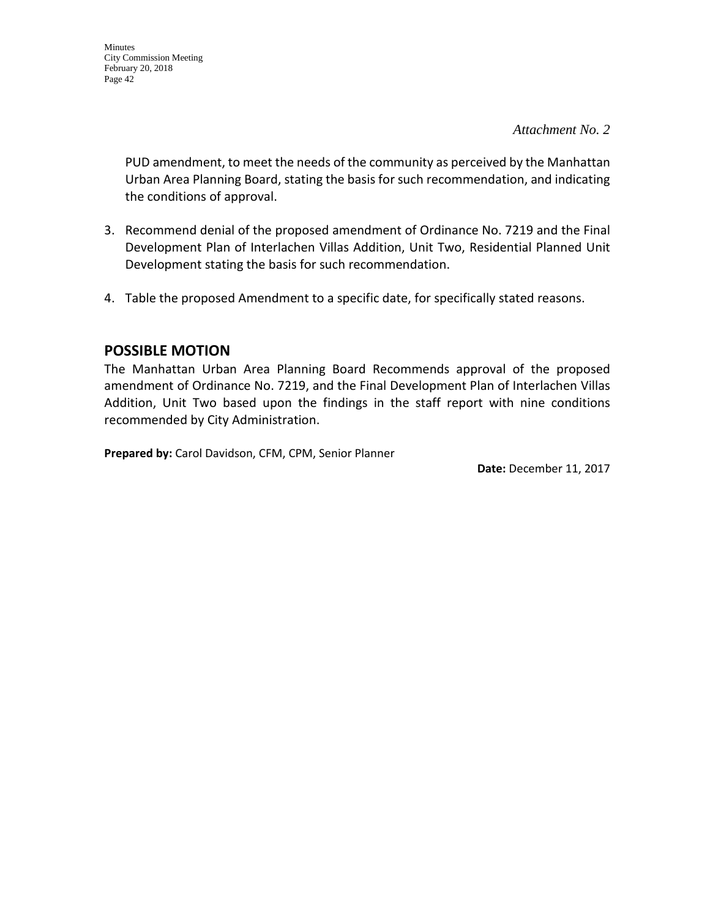*Attachment No. 2*

PUD amendment, to meet the needs of the community as perceived by the Manhattan Urban Area Planning Board, stating the basis for such recommendation, and indicating the conditions of approval.

3. Recommend denial of the proposed amendment of Ordinance No. 7219 and the Final Development Plan of Interlachen Villas Addition, Unit Two, Residential Planned Unit Development stating the basis for such recommendation.

4. Table the proposed Amendment to a specific date, for specifically stated reasons.

## POSSIBLE MOTION

The Manhattan Urban Area Planning Board Recommends approval of the proposed amendment of Ordinance No. 7219, and the Final Development Plan of Interlachen Villas Addition, Unit Two based upon the findings in the staff report with nine conditions recommended by City Administration.

**Prepared by:** Carol Davidson, CFM, CPM, Senior Planner

**Date:** December 11, 2017